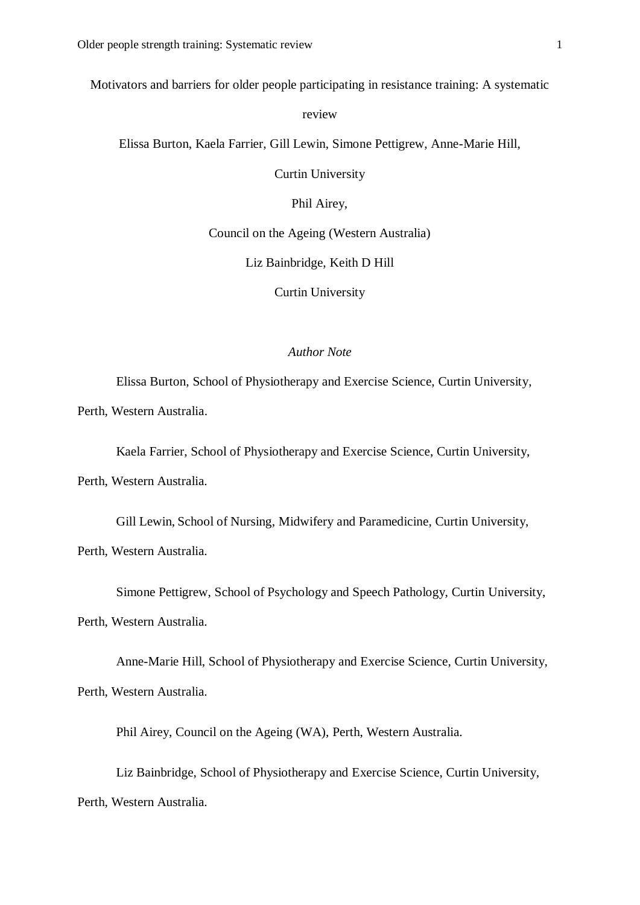# Motivators and barriers for older people participating in resistance training: A systematic review

Elissa Burton, Kaela Farrier, Gill Lewin, Simone Pettigrew, Anne-Marie Hill,

Curtin University

Phil Airey,

Council on the Ageing (Western Australia)

Liz Bainbridge, Keith D Hill

Curtin University

*Author Note*

Elissa Burton, School of Physiotherapy and Exercise Science, Curtin University, Perth, Western Australia.

Kaela Farrier, School of Physiotherapy and Exercise Science, Curtin University, Perth, Western Australia.

Gill Lewin, School of Nursing, Midwifery and Paramedicine, Curtin University, Perth, Western Australia.

Simone Pettigrew, School of Psychology and Speech Pathology, Curtin University, Perth, Western Australia.

Anne-Marie Hill, School of Physiotherapy and Exercise Science, Curtin University, Perth, Western Australia.

Phil Airey, Council on the Ageing (WA), Perth, Western Australia.

Liz Bainbridge, School of Physiotherapy and Exercise Science, Curtin University, Perth, Western Australia.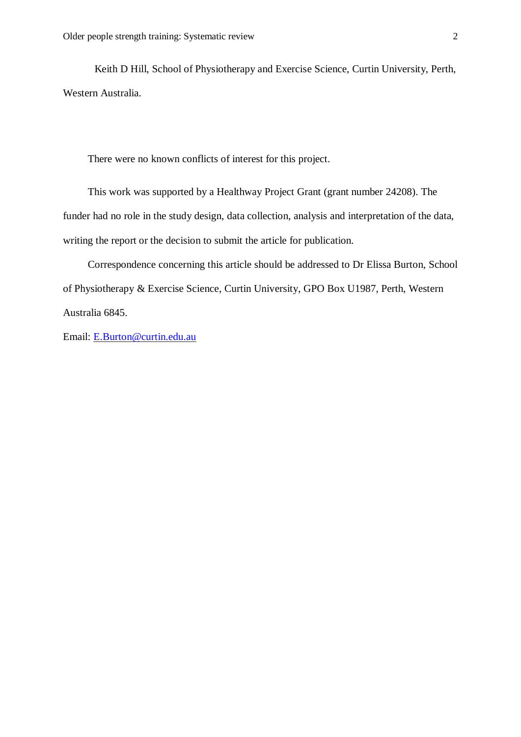Keith D Hill, School of Physiotherapy and Exercise Science, Curtin University, Perth, Western Australia.

There were no known conflicts of interest for this project.

This work was supported by a Healthway Project Grant (grant number 24208). The funder had no role in the study design, data collection, analysis and interpretation of the data, writing the report or the decision to submit the article for publication.

Correspondence concerning this article should be addressed to Dr Elissa Burton, School of Physiotherapy & Exercise Science, Curtin University, GPO Box U1987, Perth, Western Australia 6845.

Email: E.Burton@curtin.edu.au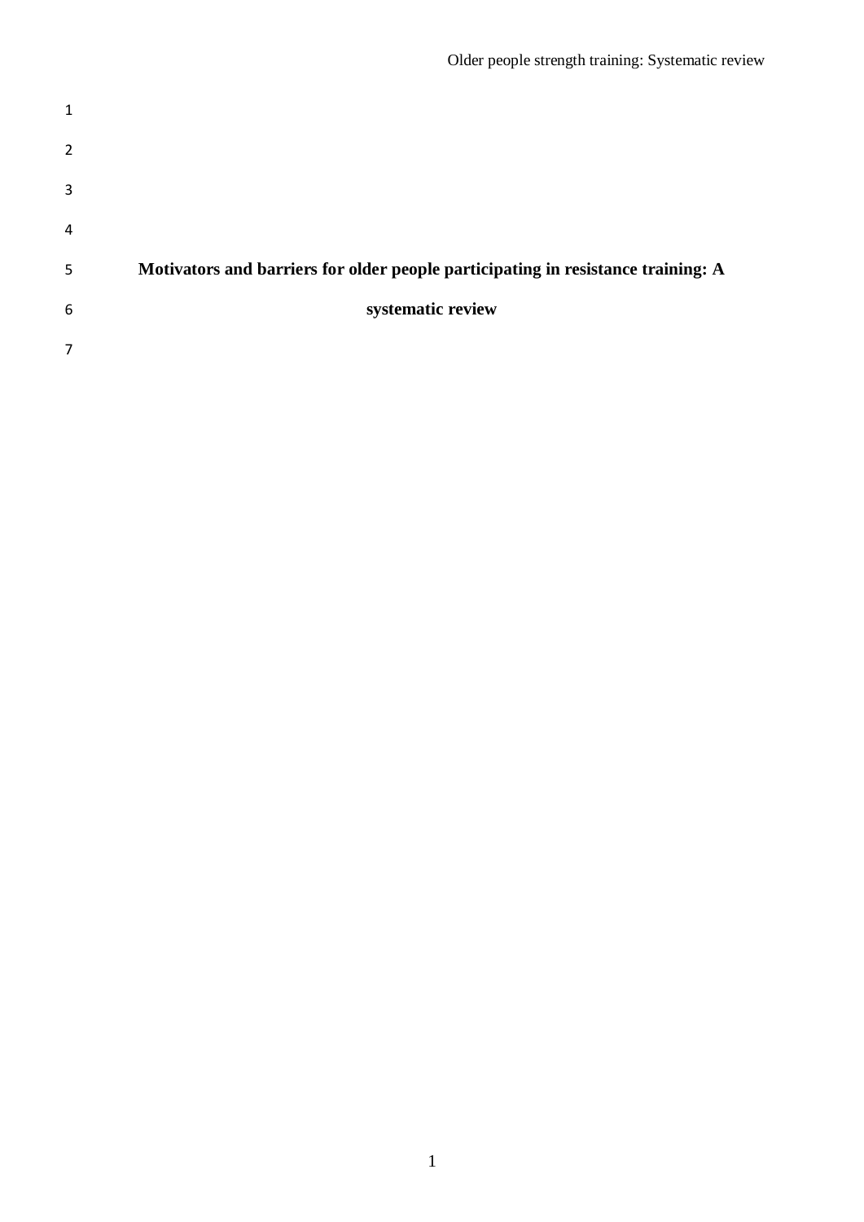# Motivators and barriers for older people participating in resistance training: A systematic review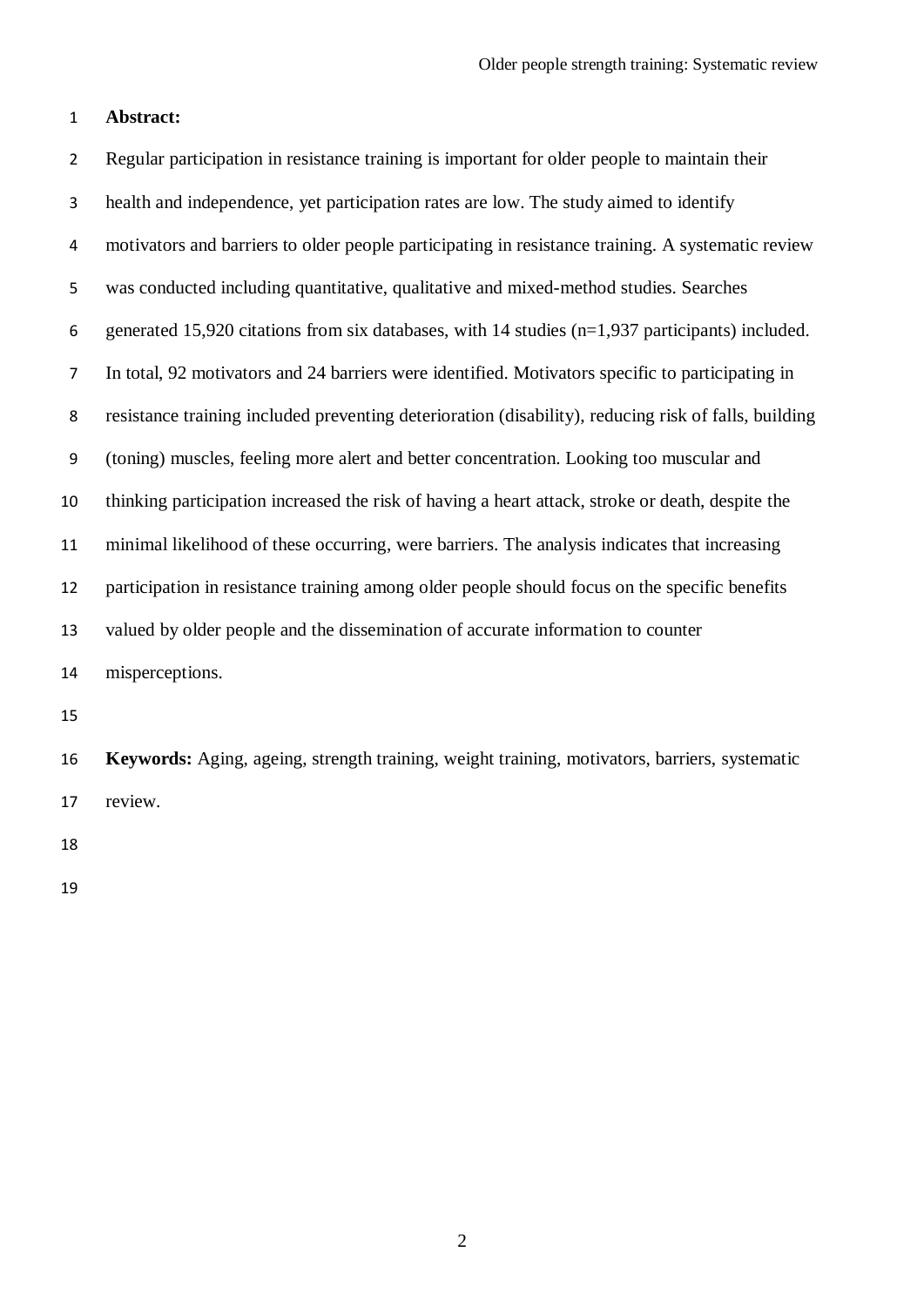**Abstract:**

Regular participation in resistance training is important for older people to maintain their health and independence, yet participation rates are low. The study aimed to identify motivators and barriers to older people participating in resistance training. A systematic review was conducted including quantitative, qualitative and mixed-method studies. Searches generated 15,920 citations from six databases, with 14 studies (n=1,937 participants) included. In total, 92 motivators and 24 barriers were identified. Motivators specific to participating in resistance training included preventing deterioration (disability), reducing risk of falls, building (toning) muscles, feeling more alert and better concentration. Looking too muscular and thinking participation increased the risk of having a heart attack, stroke or death, despite the minimal likelihood of these occurring, were barriers. The analysis indicates that increasing participation in resistance training among older people should focus on the specific benefits valued by older people and the dissemination of accurate information to counter misperceptions.

**Keywords:** Aging, ageing, strength training, weight training, motivators, barriers, systematic review.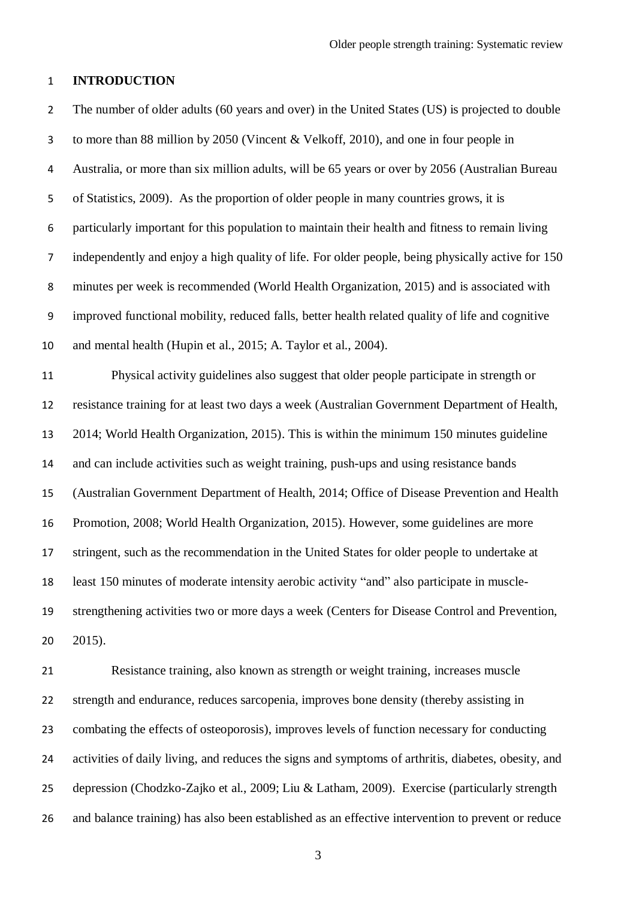## INTRODUCTION

The number of older adults (60 years and over) in the United States (US) is projected to double to more than 88 million by 2050 (Vincent & Velkoff, 2010), and one in four people in Australia, or more than six million adults, will be 65 years or over by 2056 (Australian Bureau of Statistics, 2009). As the proportion of older people in many countries grows, it is particularly important for this population to maintain their health and fitness to remain living independently and enjoy a high quality of life. For older people, being physically active for 150 minutes per week is recommended (World Health Organization, 2015) and is associated with improved functional mobility, reduced falls, better health related quality of life and cognitive and mental health (Hupin et al., 2015; A. Taylor et al., 2004).

Physical activity guidelines also suggest that older people participate in strength or resistance training for at least two days a week (Australian Government Department of Health, 2014; World Health Organization, 2015). This is within the minimum 150 minutes guideline and can include activities such as weight training, push-ups and using resistance bands (Australian Government Department of Health, 2014; Office of Disease Prevention and Health Promotion, 2008; World Health Organization, 2015). However, some guidelines are more stringent, such as the recommendation in the United States for older people to undertake at least 150 minutes of moderate intensity aerobic activity "and" also participate in muscle-strengthening activities two or more days a week (Centers for Disease Control and Prevention, 2015).

Resistance training, also known as strength or weight training, increases muscle strength and endurance, reduces sarcopenia, improves bone density (thereby assisting in combating the effects of osteoporosis), improves levels of function necessary for conducting activities of daily living, and reduces the signs and symptoms of arthritis, diabetes, obesity, and depression (Chodzko-Zajko et al., 2009; Liu & Latham, 2009). Exercise (particularly strength and balance training) has also been established as an effective intervention to prevent or reduce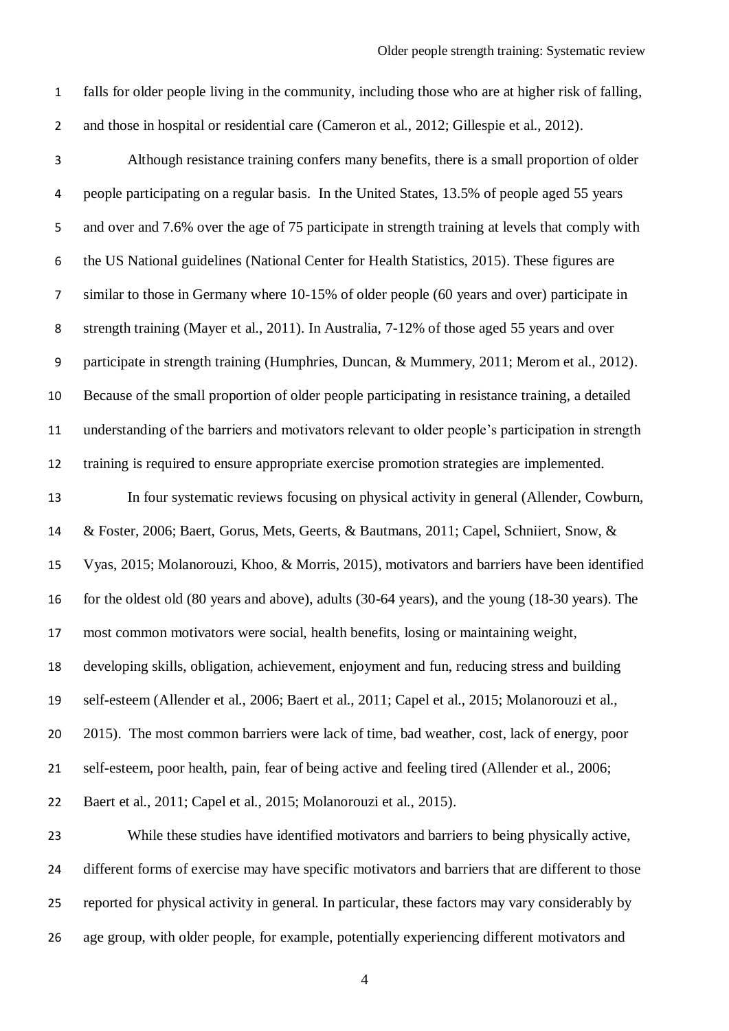falls for older people living in the community, including those who are at higher risk of falling, and those in hospital or residential care (Cameron et al., 2012; Gillespie et al., 2012).

Although resistance training confers many benefits, there is a small proportion of older people participating on a regular basis. In the United States, 13.5% of people aged 55 years and over and 7.6% over the age of 75 participate in strength training at levels that comply with the US National guidelines (National Center for Health Statistics, 2015). These figures are similar to those in Germany where 10-15% of older people (60 years and over) participate in strength training (Mayer et al., 2011). In Australia, 7-12% of those aged 55 years and over participate in strength training (Humphries, Duncan, & Mummery, 2011; Merom et al., 2012). Because of the small proportion of older people participating in resistance training, a detailed understanding of the barriers and motivators relevant to older people's participation in strength training is required to ensure appropriate exercise promotion strategies are implemented.

In four systematic reviews focusing on physical activity in general (Allender, Cowburn, & Foster, 2006; Baert, Gorus, Mets, Geerts, & Bautmans, 2011; Capel, Schniiert, Snow, & Vyas, 2015; Molanorouzi, Khoo, & Morris, 2015), motivators and barriers have been identified for the oldest old (80 years and above), adults (30-64 years), and the young (18-30 years). The most common motivators were social, health benefits, losing or maintaining weight, developing skills, obligation, achievement, enjoyment and fun, reducing stress and building self-esteem (Allender et al., 2006; Baert et al., 2011; Capel et al., 2015; Molanorouzi et al., 2015). The most common barriers were lack of time, bad weather, cost, lack of energy, poor self-esteem, poor health, pain, fear of being active and feeling tired (Allender et al., 2006; Baert et al., 2011; Capel et al., 2015; Molanorouzi et al., 2015).

While these studies have identified motivators and barriers to being physically active, different forms of exercise may have specific motivators and barriers that are different to those reported for physical activity in general. In particular, these factors may vary considerably by age group, with older people, for example, potentially experiencing different motivators and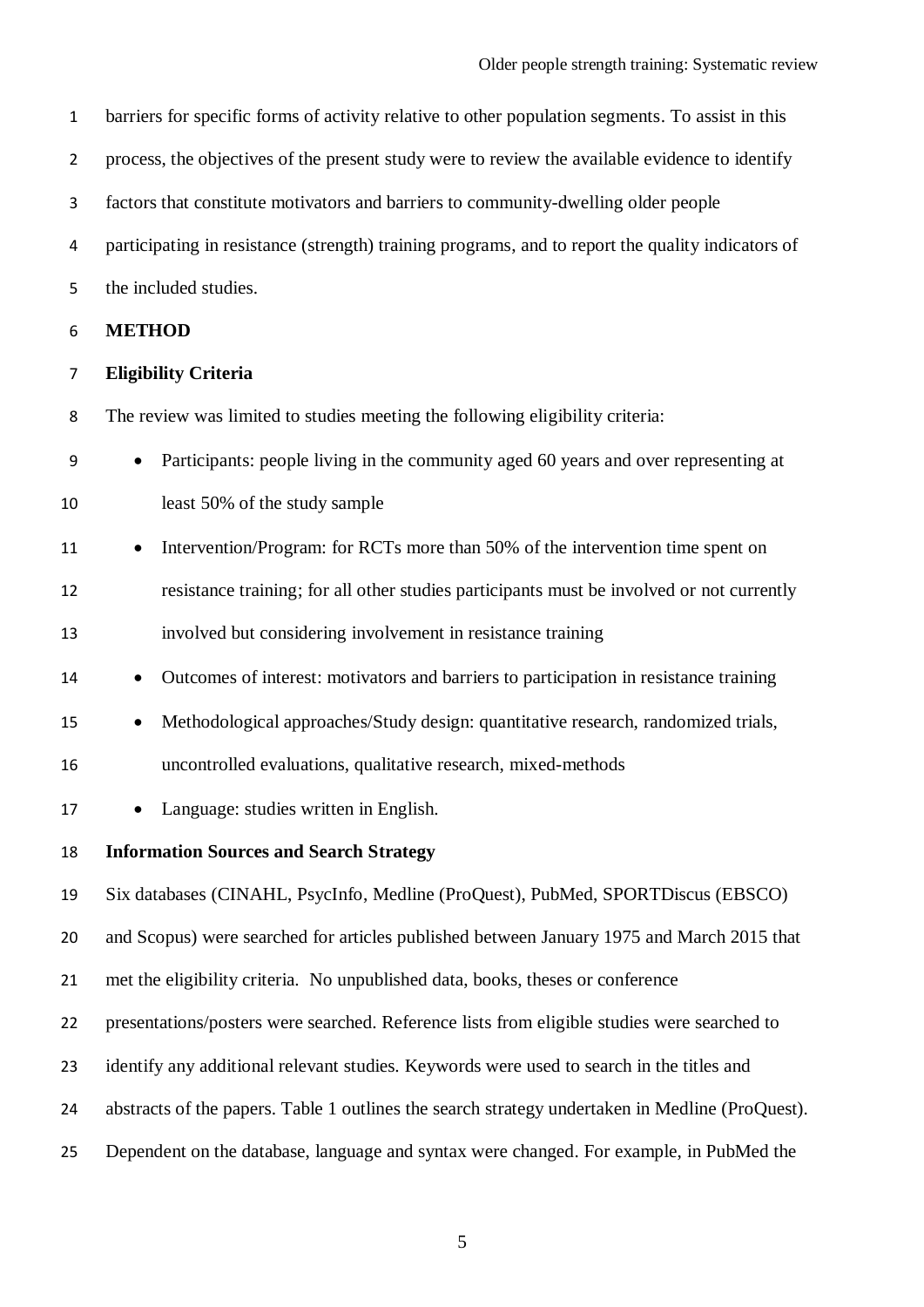barriers for specific forms of activity relative to other population segments. To assist in this process, the objectives of the present study were to review the available evidence to identify factors that constitute motivators and barriers to community-dwelling older people participating in resistance (strength) training programs, and to report the quality indicators of the included studies.

## METHOD

### Eligibility Criteria

The review was limited to studies meeting the following eligibility criteria:

- Participants: people living in the community aged 60 years and over representing at least 50% of the study sample
- Intervention/Program: for RCTs more than 50% of the intervention time spent on resistance training; for all other studies participants must be involved or not currently involved but considering involvement in resistance training
- Outcomes of interest: motivators and barriers to participation in resistance training
- Methodological approaches/Study design: quantitative research, randomized trials, uncontrolled evaluations, qualitative research, mixed-methods
- Language: studies written in English.

### Information Sources and Search Strategy

Six databases (CINAHL, PsycInfo, Medline (ProQuest), PubMed, SPORTDiscus (EBSCO) and Scopus) were searched for articles published between January 1975 and March 2015 that met the eligibility criteria. No unpublished data, books, theses or conference presentations/posters were searched. Reference lists from eligible studies were searched to identify any additional relevant studies. Keywords were used to search in the titles and abstracts of the papers. Table 1 outlines the search strategy undertaken in Medline (ProQuest). Dependent on the database, language and syntax were changed. For example, in PubMed the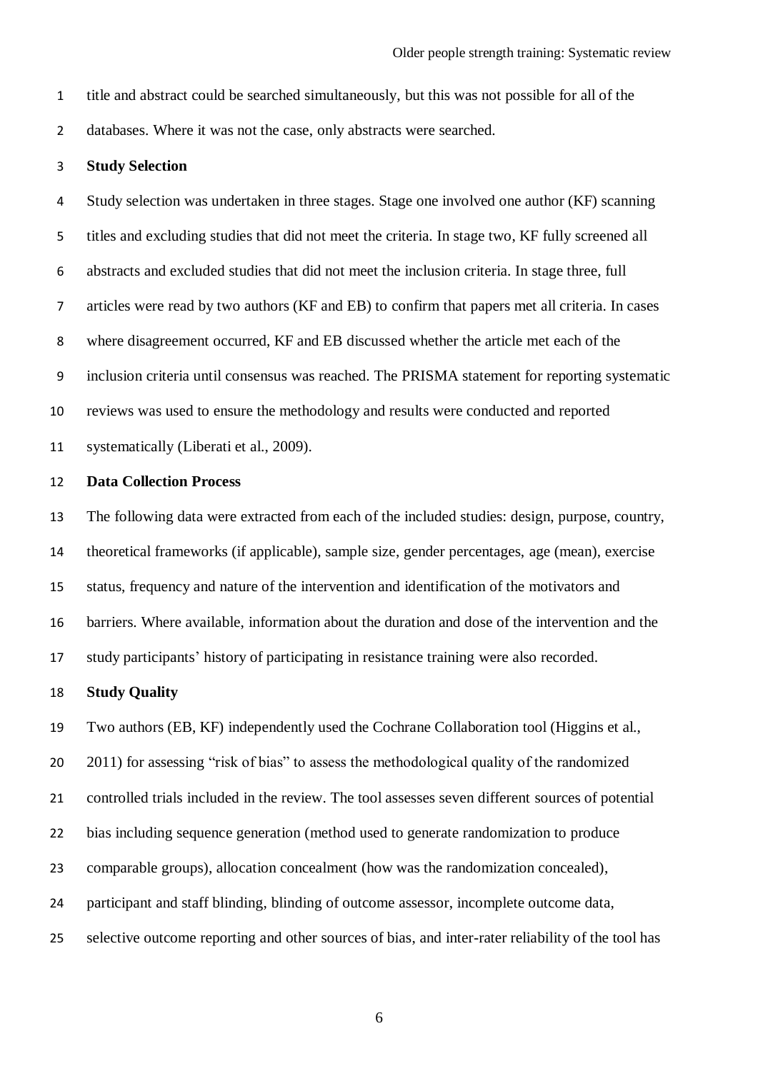title and abstract could be searched simultaneously, but this was not possible for all of the databases. Where it was not the case, only abstracts were searched.

**Study Selection**

Study selection was undertaken in three stages. Stage one involved one author (KF) scanning titles and excluding studies that did not meet the criteria. In stage two, KF fully screened all abstracts and excluded studies that did not meet the inclusion criteria. In stage three, full articles were read by two authors (KF and EB) to confirm that papers met all criteria. In cases where disagreement occurred, KF and EB discussed whether the article met each of the inclusion criteria until consensus was reached. The PRISMA statement for reporting systematic reviews was used to ensure the methodology and results were conducted and reported systematically (Liberati et al., 2009).

**Data Collection Process**

The following data were extracted from each of the included studies: design, purpose, country, theoretical frameworks (if applicable), sample size, gender percentages, age (mean), exercise status, frequency and nature of the intervention and identification of the motivators and barriers. Where available, information about the duration and dose of the intervention and the study participants' history of participating in resistance training were also recorded.

**Study Quality**

Two authors (EB, KF) independently used the Cochrane Collaboration tool (Higgins et al., 2011) for assessing "risk of bias" to assess the methodological quality of the randomized controlled trials included in the review. The tool assesses seven different sources of potential bias including sequence generation (method used to generate randomization to produce comparable groups), allocation concealment (how was the randomization concealed), participant and staff blinding, blinding of outcome assessor, incomplete outcome data, selective outcome reporting and other sources of bias, and inter-rater reliability of the tool has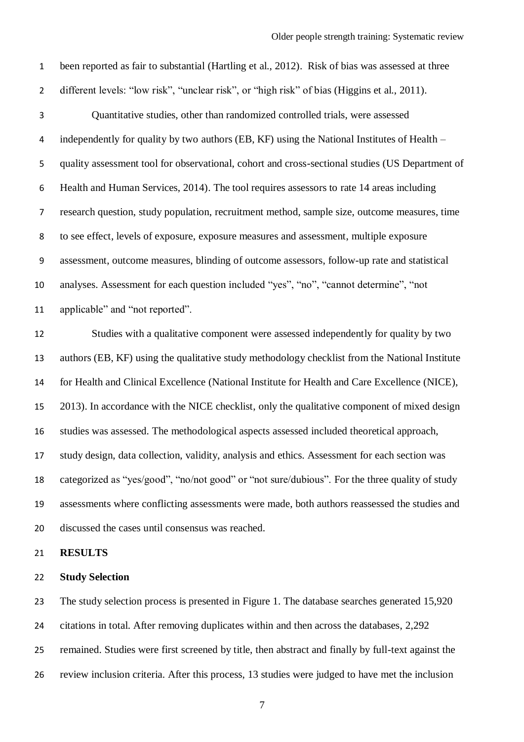been reported as fair to substantial (Hartling et al., 2012). Risk of bias was assessed at three different levels: "low risk", "unclear risk", or "high risk" of bias (Higgins et al., 2011).

Quantitative studies, other than randomized controlled trials, were assessed independently for quality by two authors (EB, KF) using the National Institutes of Health – quality assessment tool for observational, cohort and cross-sectional studies (US Department of Health and Human Services, 2014). The tool requires assessors to rate 14 areas including research question, study population, recruitment method, sample size, outcome measures, time to see effect, levels of exposure, exposure measures and assessment, multiple exposure assessment, outcome measures, blinding of outcome assessors, follow-up rate and statistical analyses. Assessment for each question included "yes", "no", "cannot determine", "not applicable" and "not reported".

Studies with a qualitative component were assessed independently for quality by two authors (EB, KF) using the qualitative study methodology checklist from the National Institute for Health and Clinical Excellence (National Institute for Health and Care Excellence (NICE), 2013). In accordance with the NICE checklist, only the qualitative component of mixed design studies was assessed. The methodological aspects assessed included theoretical approach, study design, data collection, validity, analysis and ethics. Assessment for each section was categorized as "yes/good", "no/not good" or "not sure/dubious". For the three quality of study assessments where conflicting assessments were made, both authors reassessed the studies and discussed the cases until consensus was reached.

## RESULTS

### Study Selection

The study selection process is presented in Figure 1. The database searches generated 15,920 citations in total. After removing duplicates within and then across the databases, 2,292 remained. Studies were first screened by title, then abstract and finally by full-text against the review inclusion criteria. After this process, 13 studies were judged to have met the inclusion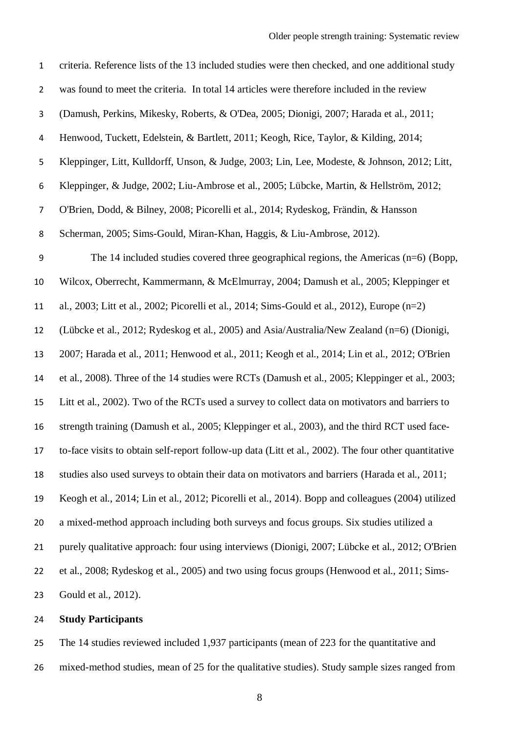criteria. Reference lists of the 13 included studies were then checked, and one additional study was found to meet the criteria. In total 14 articles were therefore included in the review (Damush, Perkins, Mikesky, Roberts, & O'Dea, 2005; Dionigi, 2007; Harada et al., 2011; Henwood, Tuckett, Edelstein, & Bartlett, 2011; Keogh, Rice, Taylor, & Kilding, 2014; Kleppinger, Litt, Kulldorff, Unson, & Judge, 2003; Lin, Lee, Modeste, & Johnson, 2012; Litt, Kleppinger, & Judge, 2002; Liu-Ambrose et al., 2005; Lübcke, Martin, & Hellström, 2012; O'Brien, Dodd, & Bilney, 2008; Picorelli et al., 2014; Rydeskog, Frändin, & Hansson Scherman, 2005; Sims-Gould, Miran-Khan, Haggis, & Liu-Ambrose, 2012).

The 14 included studies covered three geographical regions, the Americas (n=6) (Bopp, Wilcox, Oberrecht, Kammermann, & McElmurray, 2004; Damush et al., 2005; Kleppinger et al., 2003; Litt et al., 2002; Picorelli et al., 2014; Sims-Gould et al., 2012), Europe (n=2) (Lübcke et al., 2012; Rydeskog et al., 2005) and Asia/Australia/New Zealand (n=6) (Dionigi, 2007; Harada et al., 2011; Henwood et al., 2011; Keogh et al., 2014; Lin et al., 2012; O'Brien et al., 2008). Three of the 14 studies were RCTs (Damush et al., 2005; Kleppinger et al., 2003; Litt et al., 2002). Two of the RCTs used a survey to collect data on motivators and barriers to strength training (Damush et al., 2005; Kleppinger et al., 2003), and the third RCT used face-to-face visits to obtain self-report follow-up data (Litt et al., 2002). The four other quantitative studies also used surveys to obtain their data on motivators and barriers (Harada et al., 2011; Keogh et al., 2014; Lin et al., 2012; Picorelli et al., 2014). Bopp and colleagues (2004) utilized a mixed-method approach including both surveys and focus groups. Six studies utilized a purely qualitative approach: four using interviews (Dionigi, 2007; Lübcke et al., 2012; O'Brien et al., 2008; Rydeskog et al., 2005) and two using focus groups (Henwood et al., 2011; Sims-Gould et al., 2012).

**Study Participants**

The 14 studies reviewed included 1,937 participants (mean of 223 for the quantitative and mixed-method studies, mean of 25 for the qualitative studies). Study sample sizes ranged from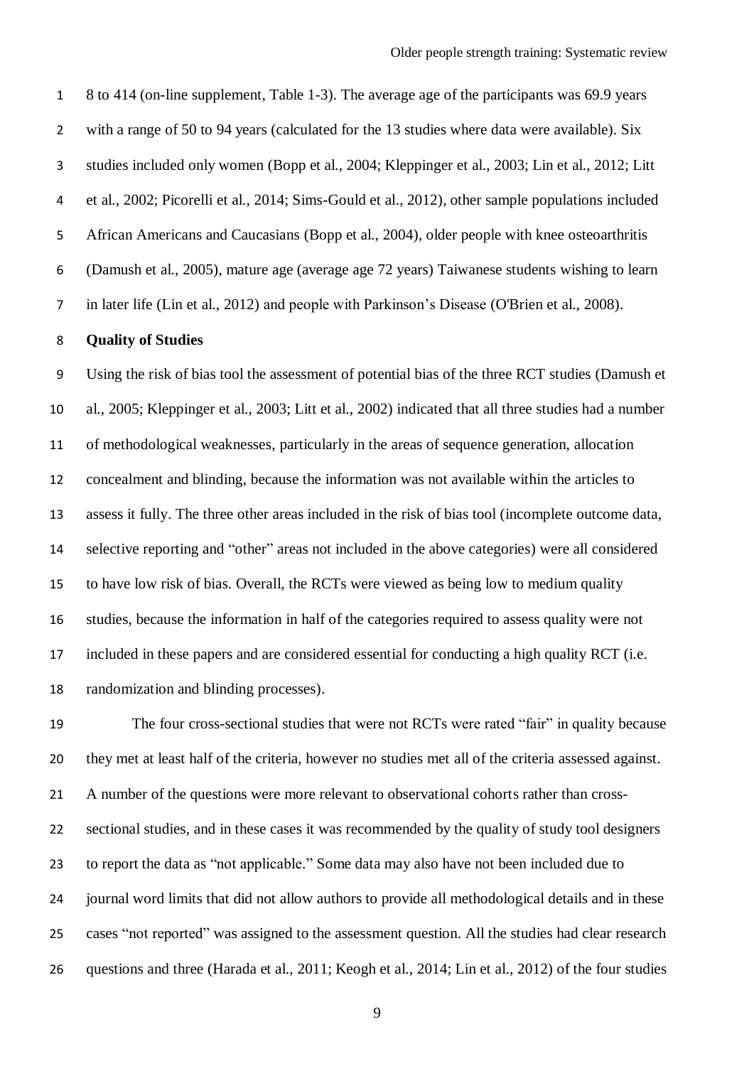8 to 414 (on-line supplement, Table 1-3). The average age of the participants was 69.9 years with a range of 50 to 94 years (calculated for the 13 studies where data were available). Six studies included only women (Bopp et al., 2004; Kleppinger et al., 2003; Lin et al., 2012; Litt et al., 2002; Picorelli et al., 2014; Sims-Gould et al., 2012), other sample populations included African Americans and Caucasians (Bopp et al., 2004), older people with knee osteoarthritis (Damush et al., 2005), mature age (average age 72 years) Taiwanese students wishing to learn in later life (Lin et al., 2012) and people with Parkinson's Disease (O'Brien et al., 2008).

**Quality of Studies**

Using the risk of bias tool the assessment of potential bias of the three RCT studies (Damush et al., 2005; Kleppinger et al., 2003; Litt et al., 2002) indicated that all three studies had a number of methodological weaknesses, particularly in the areas of sequence generation, allocation concealment and blinding, because the information was not available within the articles to assess it fully. The three other areas included in the risk of bias tool (incomplete outcome data, selective reporting and "other" areas not included in the above categories) were all considered to have low risk of bias. Overall, the RCTs were viewed as being low to medium quality studies, because the information in half of the categories required to assess quality were not included in these papers and are considered essential for conducting a high quality RCT (i.e. randomization and blinding processes).

The four cross-sectional studies that were not RCTs were rated "fair" in quality because they met at least half of the criteria, however no studies met all of the criteria assessed against. A number of the questions were more relevant to observational cohorts rather than cross-sectional studies, and in these cases it was recommended by the quality of study tool designers to report the data as "not applicable." Some data may also have not been included due to journal word limits that did not allow authors to provide all methodological details and in these cases "not reported" was assigned to the assessment question. All the studies had clear research questions and three (Harada et al., 2011; Keogh et al., 2014; Lin et al., 2012) of the four studies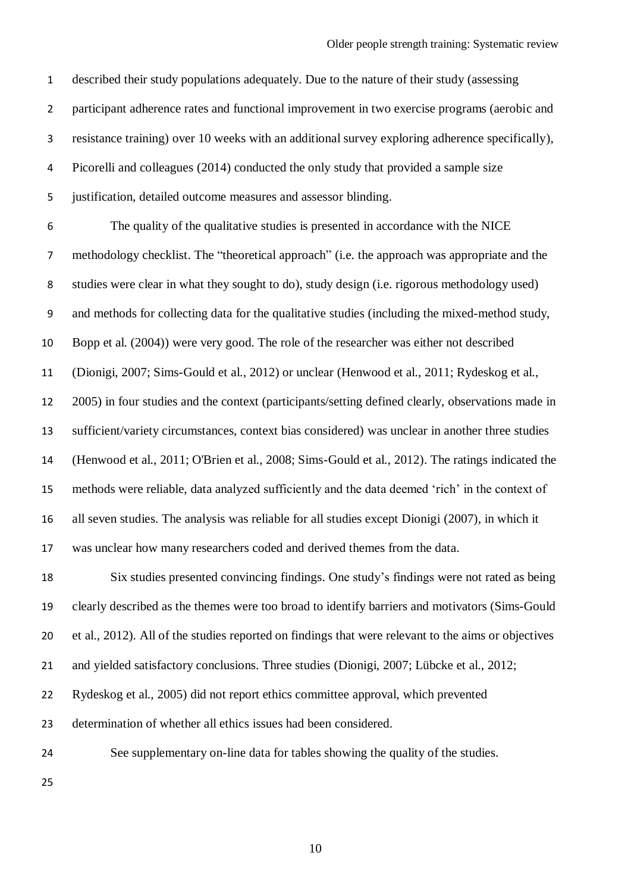described their study populations adequately. Due to the nature of their study (assessing participant adherence rates and functional improvement in two exercise programs (aerobic and resistance training) over 10 weeks with an additional survey exploring adherence specifically), Picorelli and colleagues (2014) conducted the only study that provided a sample size justification, detailed outcome measures and assessor blinding.

The quality of the qualitative studies is presented in accordance with the NICE methodology checklist. The "theoretical approach" (i.e. the approach was appropriate and the studies were clear in what they sought to do), study design (i.e. rigorous methodology used) and methods for collecting data for the qualitative studies (including the mixed-method study, Bopp et al. (2004)) were very good. The role of the researcher was either not described (Dionigi, 2007; Sims-Gould et al., 2012) or unclear (Henwood et al., 2011; Rydeskog et al., 2005) in four studies and the context (participants/setting defined clearly, observations made in sufficient/variety circumstances, context bias considered) was unclear in another three studies (Henwood et al., 2011; O'Brien et al., 2008; Sims-Gould et al., 2012). The ratings indicated the methods were reliable, data analyzed sufficiently and the data deemed 'rich' in the context of all seven studies. The analysis was reliable for all studies except Dionigi (2007), in which it was unclear how many researchers coded and derived themes from the data.

Six studies presented convincing findings. One study's findings were not rated as being clearly described as the themes were too broad to identify barriers and motivators (Sims-Gould et al., 2012). All of the studies reported on findings that were relevant to the aims or objectives and yielded satisfactory conclusions. Three studies (Dionigi, 2007; Lübcke et al., 2012; Rydeskog et al., 2005) did not report ethics committee approval, which prevented determination of whether all ethics issues had been considered.

See supplementary on-line data for tables showing the quality of the studies.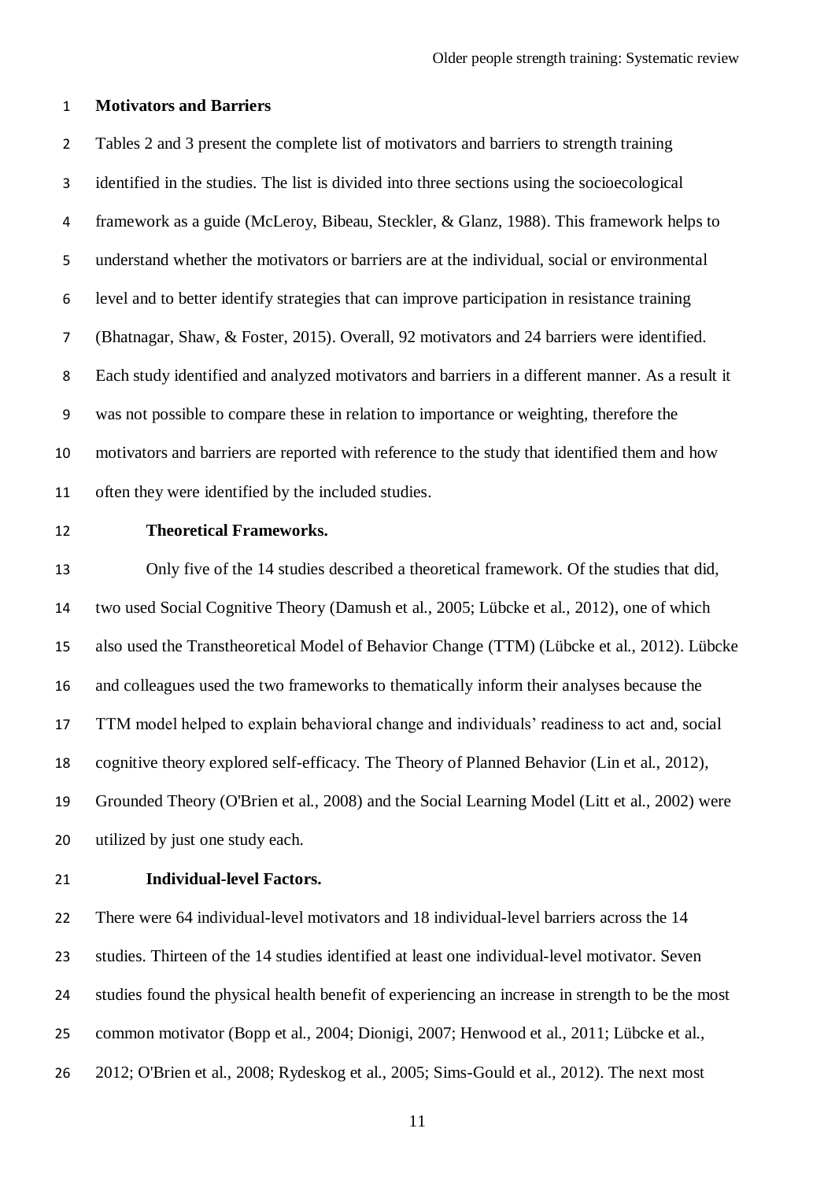## Motivators and Barriers

Tables 2 and 3 present the complete list of motivators and barriers to strength training identified in the studies. The list is divided into three sections using the socioecological framework as a guide (McLeroy, Bibeau, Steckler, & Glanz, 1988). This framework helps to understand whether the motivators or barriers are at the individual, social or environmental level and to better identify strategies that can improve participation in resistance training (Bhatnagar, Shaw, & Foster, 2015). Overall, 92 motivators and 24 barriers were identified. Each study identified and analyzed motivators and barriers in a different manner. As a result it was not possible to compare these in relation to importance or weighting, therefore the motivators and barriers are reported with reference to the study that identified them and how often they were identified by the included studies.

### Theoretical Frameworks.

Only five of the 14 studies described a theoretical framework. Of the studies that did, two used Social Cognitive Theory (Damush et al., 2005; Lübcke et al., 2012), one of which also used the Transtheoretical Model of Behavior Change (TTM) (Lübcke et al., 2012). Lübcke and colleagues used the two frameworks to thematically inform their analyses because the TTM model helped to explain behavioral change and individuals' readiness to act and, social cognitive theory explored self-efficacy. The Theory of Planned Behavior (Lin et al., 2012), Grounded Theory (O'Brien et al., 2008) and the Social Learning Model (Litt et al., 2002) were utilized by just one study each.

### Individual-level Factors.

There were 64 individual-level motivators and 18 individual-level barriers across the 14 studies. Thirteen of the 14 studies identified at least one individual-level motivator. Seven studies found the physical health benefit of experiencing an increase in strength to be the most common motivator (Bopp et al., 2004; Dionigi, 2007; Henwood et al., 2011; Lübcke et al., 2012; O'Brien et al., 2008; Rydeskog et al., 2005; Sims-Gould et al., 2012). The next most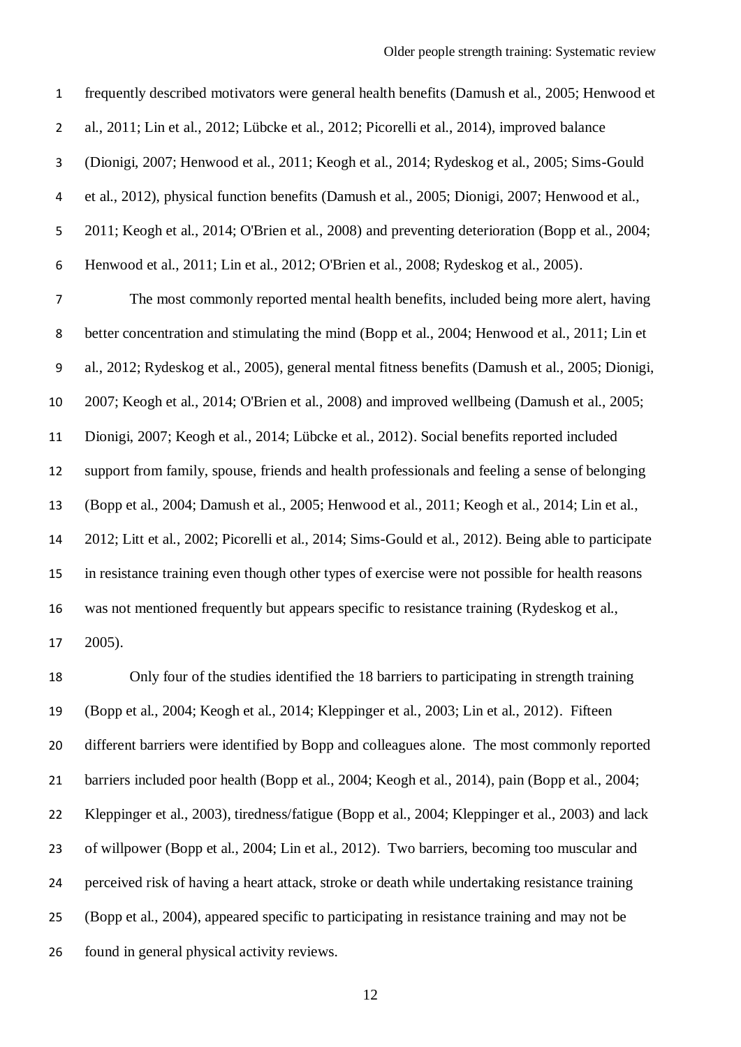frequently described motivators were general health benefits (Damush et al., 2005; Henwood et al., 2011; Lin et al., 2012; Lübcke et al., 2012; Picorelli et al., 2014), improved balance (Dionigi, 2007; Henwood et al., 2011; Keogh et al., 2014; Rydeskog et al., 2005; Sims-Gould et al., 2012), physical function benefits (Damush et al., 2005; Dionigi, 2007; Henwood et al., 2011; Keogh et al., 2014; O'Brien et al., 2008) and preventing deterioration (Bopp et al., 2004; Henwood et al., 2011; Lin et al., 2012; O'Brien et al., 2008; Rydeskog et al., 2005).

The most commonly reported mental health benefits, included being more alert, having better concentration and stimulating the mind (Bopp et al., 2004; Henwood et al., 2011; Lin et al., 2012; Rydeskog et al., 2005), general mental fitness benefits (Damush et al., 2005; Dionigi, 2007; Keogh et al., 2014; O'Brien et al., 2008) and improved wellbeing (Damush et al., 2005; Dionigi, 2007; Keogh et al., 2014; Lübcke et al., 2012). Social benefits reported included support from family, spouse, friends and health professionals and feeling a sense of belonging (Bopp et al., 2004; Damush et al., 2005; Henwood et al., 2011; Keogh et al., 2014; Lin et al., 2012; Litt et al., 2002; Picorelli et al., 2014; Sims-Gould et al., 2012). Being able to participate in resistance training even though other types of exercise were not possible for health reasons was not mentioned frequently but appears specific to resistance training (Rydeskog et al., 2005).

Only four of the studies identified the 18 barriers to participating in strength training (Bopp et al., 2004; Keogh et al., 2014; Kleppinger et al., 2003; Lin et al., 2012). Fifteen different barriers were identified by Bopp and colleagues alone. The most commonly reported barriers included poor health (Bopp et al., 2004; Keogh et al., 2014), pain (Bopp et al., 2004; Kleppinger et al., 2003), tiredness/fatigue (Bopp et al., 2004; Kleppinger et al., 2003) and lack of willpower (Bopp et al., 2004; Lin et al., 2012). Two barriers, becoming too muscular and perceived risk of having a heart attack, stroke or death while undertaking resistance training (Bopp et al., 2004), appeared specific to participating in resistance training and may not be found in general physical activity reviews.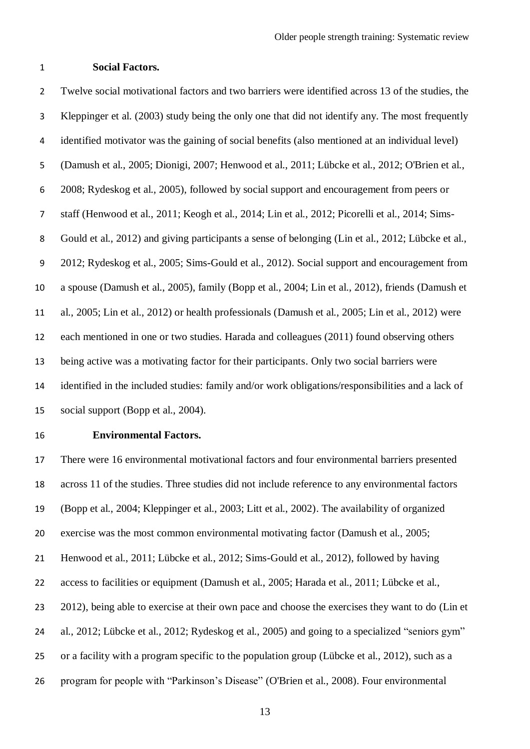**Social Factors.**

Twelve social motivational factors and two barriers were identified across 13 of the studies, the Kleppinger et al. (2003) study being the only one that did not identify any. The most frequently identified motivator was the gaining of social benefits (also mentioned at an individual level) (Damush et al., 2005; Dionigi, 2007; Henwood et al., 2011; Lübcke et al., 2012; O'Brien et al., 2008; Rydeskog et al., 2005), followed by social support and encouragement from peers or staff (Henwood et al., 2011; Keogh et al., 2014; Lin et al., 2012; Picorelli et al., 2014; Sims-Gould et al., 2012) and giving participants a sense of belonging (Lin et al., 2012; Lübcke et al., 2012; Rydeskog et al., 2005; Sims-Gould et al., 2012). Social support and encouragement from a spouse (Damush et al., 2005), family (Bopp et al., 2004; Lin et al., 2012), friends (Damush et al., 2005; Lin et al., 2012) or health professionals (Damush et al., 2005; Lin et al., 2012) were each mentioned in one or two studies. Harada and colleagues (2011) found observing others being active was a motivating factor for their participants. Only two social barriers were identified in the included studies: family and/or work obligations/responsibilities and a lack of social support (Bopp et al., 2004).

**Environmental Factors.**

There were 16 environmental motivational factors and four environmental barriers presented across 11 of the studies. Three studies did not include reference to any environmental factors (Bopp et al., 2004; Kleppinger et al., 2003; Litt et al., 2002). The availability of organized exercise was the most common environmental motivating factor (Damush et al., 2005; Henwood et al., 2011; Lübcke et al., 2012; Sims-Gould et al., 2012), followed by having access to facilities or equipment (Damush et al., 2005; Harada et al., 2011; Lübcke et al., 2012), being able to exercise at their own pace and choose the exercises they want to do (Lin et al., 2012; Lübcke et al., 2012; Rydeskog et al., 2005) and going to a specialized "seniors gym" or a facility with a program specific to the population group (Lübcke et al., 2012), such as a program for people with "Parkinson's Disease" (O'Brien et al., 2008). Four environmental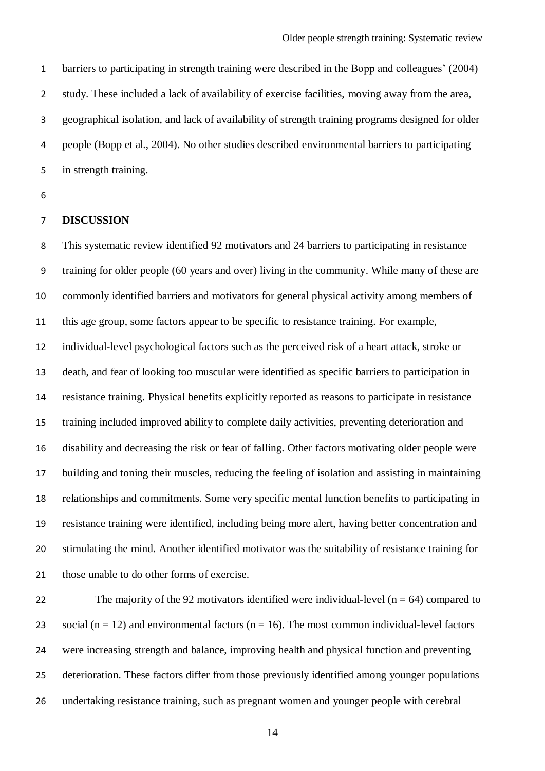barriers to participating in strength training were described in the Bopp and colleagues' (2004) study. These included a lack of availability of exercise facilities, moving away from the area, geographical isolation, and lack of availability of strength training programs designed for older people (Bopp et al., 2004). No other studies described environmental barriers to participating in strength training.

## DISCUSSION

This systematic review identified 92 motivators and 24 barriers to participating in resistance training for older people (60 years and over) living in the community. While many of these are commonly identified barriers and motivators for general physical activity among members of this age group, some factors appear to be specific to resistance training. For example, individual-level psychological factors such as the perceived risk of a heart attack, stroke or death, and fear of looking too muscular were identified as specific barriers to participation in resistance training. Physical benefits explicitly reported as reasons to participate in resistance training included improved ability to complete daily activities, preventing deterioration and disability and decreasing the risk or fear of falling. Other factors motivating older people were building and toning their muscles, reducing the feeling of isolation and assisting in maintaining relationships and commitments. Some very specific mental function benefits to participating in resistance training were identified, including being more alert, having better concentration and stimulating the mind. Another identified motivator was the suitability of resistance training for those unable to do other forms of exercise.

The majority of the 92 motivators identified were individual-level ($n = 64$) compared to social ($n = 12$) and environmental factors ($n = 16$). The most common individual-level factors were increasing strength and balance, improving health and physical function and preventing deterioration. These factors differ from those previously identified among younger populations undertaking resistance training, such as pregnant women and younger people with cerebral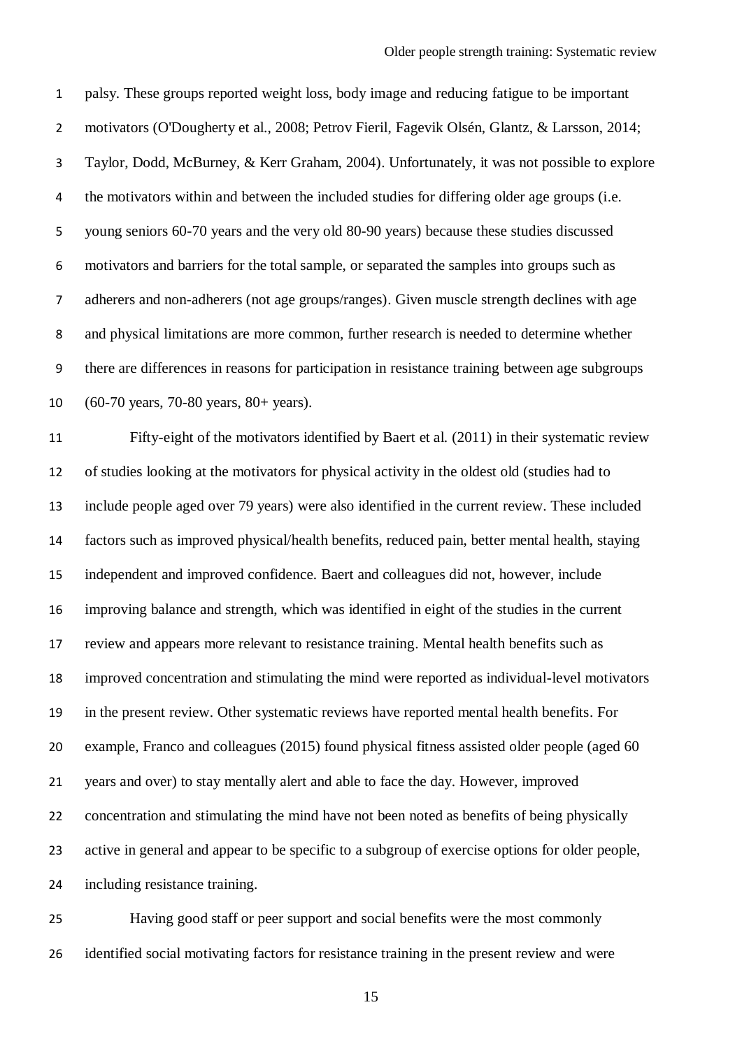palsy. These groups reported weight loss, body image and reducing fatigue to be important motivators (O'Dougherty et al., 2008; Petrov Fieril, Fagevik Olsén, Glantz, & Larsson, 2014; Taylor, Dodd, McBurney, & Kerr Graham, 2004). Unfortunately, it was not possible to explore the motivators within and between the included studies for differing older age groups (i.e. young seniors 60-70 years and the very old 80-90 years) because these studies discussed motivators and barriers for the total sample, or separated the samples into groups such as adherers and non-adherers (not age groups/ranges). Given muscle strength declines with age and physical limitations are more common, further research is needed to determine whether there are differences in reasons for participation in resistance training between age subgroups (60-70 years, 70-80 years, 80+ years).

Fifty-eight of the motivators identified by Baert et al. (2011) in their systematic review of studies looking at the motivators for physical activity in the oldest old (studies had to include people aged over 79 years) were also identified in the current review. These included factors such as improved physical/health benefits, reduced pain, better mental health, staying independent and improved confidence. Baert and colleagues did not, however, include improving balance and strength, which was identified in eight of the studies in the current review and appears more relevant to resistance training. Mental health benefits such as improved concentration and stimulating the mind were reported as individual-level motivators in the present review. Other systematic reviews have reported mental health benefits. For example, Franco and colleagues (2015) found physical fitness assisted older people (aged 60 years and over) to stay mentally alert and able to face the day. However, improved concentration and stimulating the mind have not been noted as benefits of being physically active in general and appear to be specific to a subgroup of exercise options for older people, including resistance training.

Having good staff or peer support and social benefits were the most commonly identified social motivating factors for resistance training in the present review and were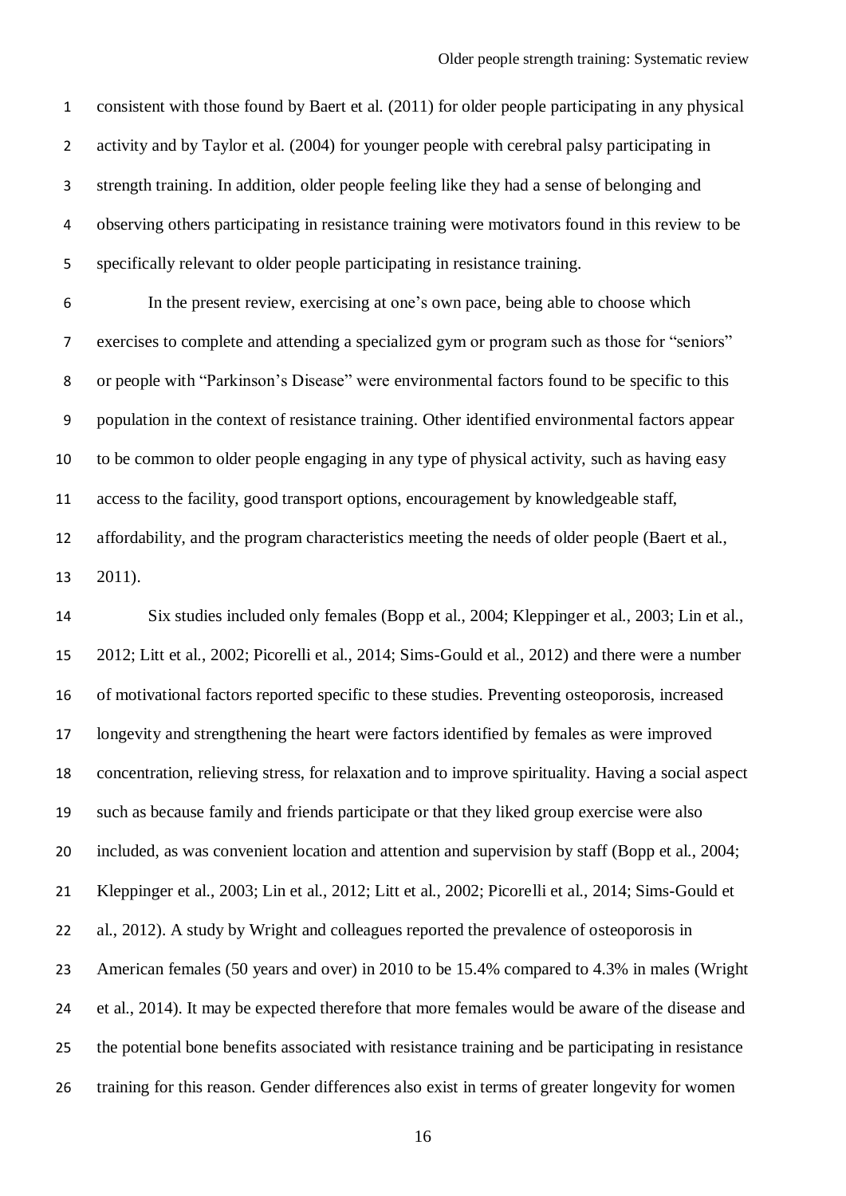consistent with those found by Baert et al. (2011) for older people participating in any physical activity and by Taylor et al. (2004) for younger people with cerebral palsy participating in strength training. In addition, older people feeling like they had a sense of belonging and observing others participating in resistance training were motivators found in this review to be specifically relevant to older people participating in resistance training.

In the present review, exercising at one's own pace, being able to choose which exercises to complete and attending a specialized gym or program such as those for "seniors" or people with "Parkinson's Disease" were environmental factors found to be specific to this population in the context of resistance training. Other identified environmental factors appear to be common to older people engaging in any type of physical activity, such as having easy access to the facility, good transport options, encouragement by knowledgeable staff, affordability, and the program characteristics meeting the needs of older people (Baert et al., 2011).

Six studies included only females (Bopp et al., 2004; Kleppinger et al., 2003; Lin et al., 2012; Litt et al., 2002; Picorelli et al., 2014; Sims-Gould et al., 2012) and there were a number of motivational factors reported specific to these studies. Preventing osteoporosis, increased longevity and strengthening the heart were factors identified by females as were improved concentration, relieving stress, for relaxation and to improve spirituality. Having a social aspect such as because family and friends participate or that they liked group exercise were also included, as was convenient location and attention and supervision by staff (Bopp et al., 2004; Kleppinger et al., 2003; Lin et al., 2012; Litt et al., 2002; Picorelli et al., 2014; Sims-Gould et al., 2012). A study by Wright and colleagues reported the prevalence of osteoporosis in American females (50 years and over) in 2010 to be 15.4% compared to 4.3% in males (Wright et al., 2014). It may be expected therefore that more females would be aware of the disease and the potential bone benefits associated with resistance training and be participating in resistance training for this reason. Gender differences also exist in terms of greater longevity for women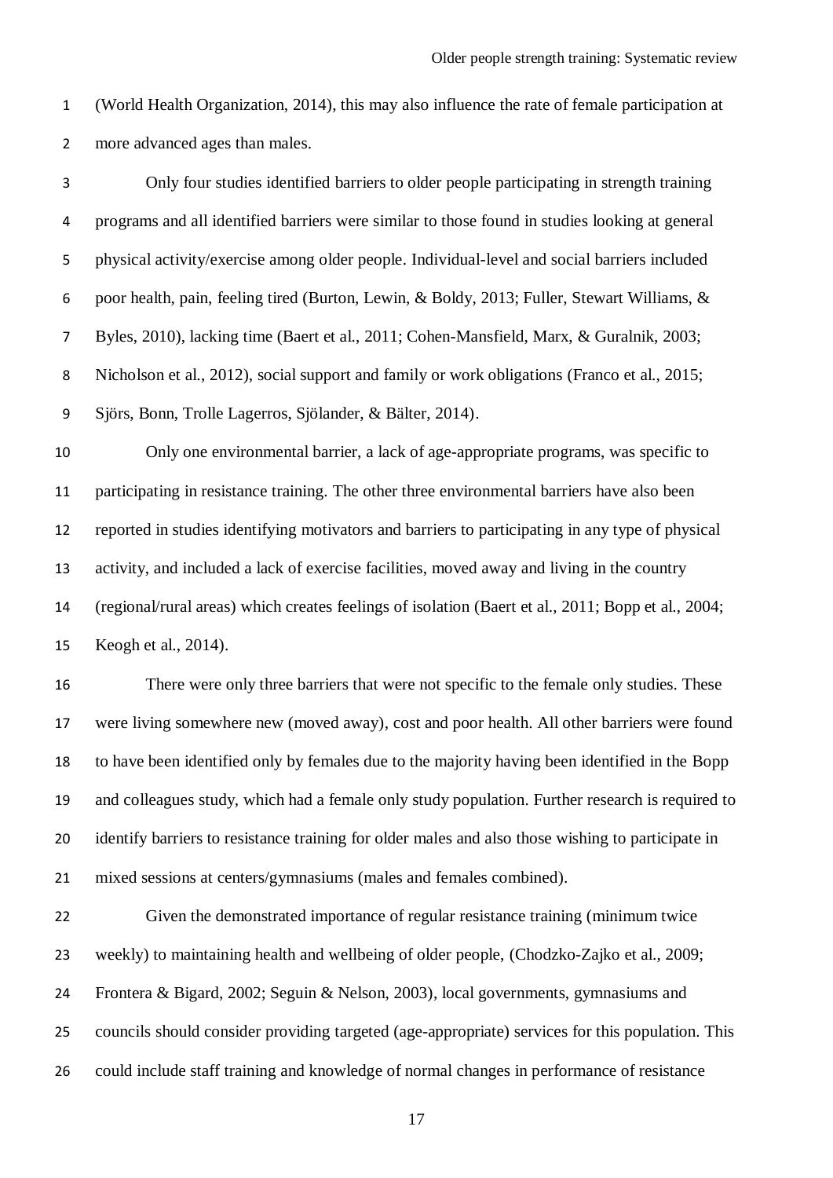(World Health Organization, 2014), this may also influence the rate of female participation at more advanced ages than males.

Only four studies identified barriers to older people participating in strength training programs and all identified barriers were similar to those found in studies looking at general physical activity/exercise among older people. Individual-level and social barriers included poor health, pain, feeling tired (Burton, Lewin, & Boldy, 2013; Fuller, Stewart Williams, & Byles, 2010), lacking time (Baert et al., 2011; Cohen-Mansfield, Marx, & Guralnik, 2003; Nicholson et al., 2012), social support and family or work obligations (Franco et al., 2015; Sjörs, Bonn, Trolle Lagerros, Sjölander, & Bälter, 2014).

Only one environmental barrier, a lack of age-appropriate programs, was specific to participating in resistance training. The other three environmental barriers have also been reported in studies identifying motivators and barriers to participating in any type of physical activity, and included a lack of exercise facilities, moved away and living in the country (regional/rural areas) which creates feelings of isolation (Baert et al., 2011; Bopp et al., 2004; Keogh et al., 2014).

There were only three barriers that were not specific to the female only studies. These were living somewhere new (moved away), cost and poor health. All other barriers were found to have been identified only by females due to the majority having been identified in the Bopp and colleagues study, which had a female only study population. Further research is required to identify barriers to resistance training for older males and also those wishing to participate in mixed sessions at centers/gymnasiums (males and females combined).

Given the demonstrated importance of regular resistance training (minimum twice weekly) to maintaining health and wellbeing of older people, (Chodzko-Zajko et al., 2009; Frontera & Bigard, 2002; Seguin & Nelson, 2003), local governments, gymnasiums and councils should consider providing targeted (age-appropriate) services for this population. This could include staff training and knowledge of normal changes in performance of resistance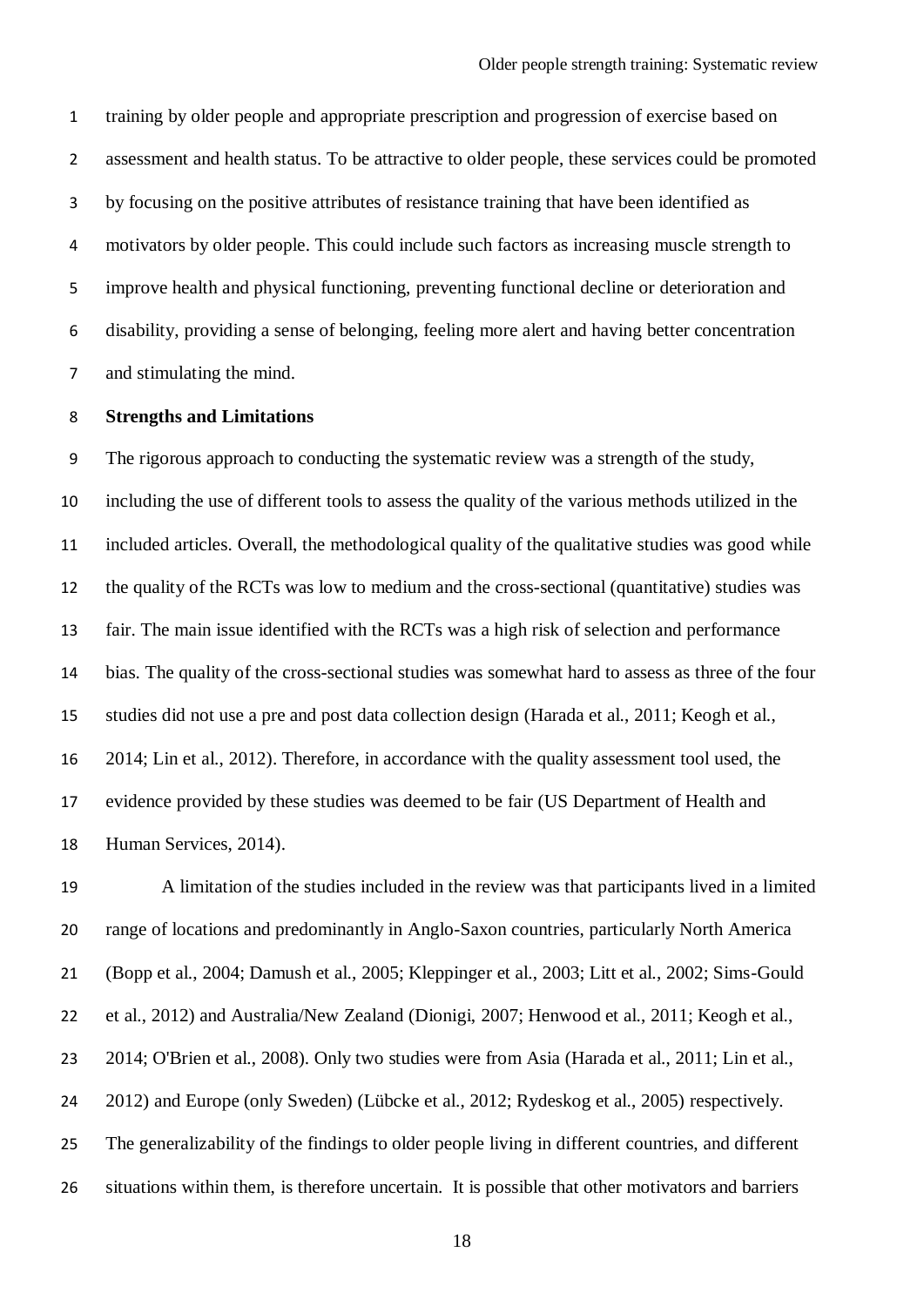training by older people and appropriate prescription and progression of exercise based on assessment and health status. To be attractive to older people, these services could be promoted by focusing on the positive attributes of resistance training that have been identified as motivators by older people. This could include such factors as increasing muscle strength to improve health and physical functioning, preventing functional decline or deterioration and disability, providing a sense of belonging, feeling more alert and having better concentration and stimulating the mind.

**Strengths and Limitations**

The rigorous approach to conducting the systematic review was a strength of the study, including the use of different tools to assess the quality of the various methods utilized in the included articles. Overall, the methodological quality of the qualitative studies was good while the quality of the RCTs was low to medium and the cross-sectional (quantitative) studies was fair. The main issue identified with the RCTs was a high risk of selection and performance bias. The quality of the cross-sectional studies was somewhat hard to assess as three of the four studies did not use a pre and post data collection design (Harada et al., 2011; Keogh et al., 2014; Lin et al., 2012). Therefore, in accordance with the quality assessment tool used, the evidence provided by these studies was deemed to be fair (US Department of Health and Human Services, 2014).

A limitation of the studies included in the review was that participants lived in a limited range of locations and predominantly in Anglo-Saxon countries, particularly North America (Bopp et al., 2004; Damush et al., 2005; Kleppinger et al., 2003; Litt et al., 2002; Sims-Gould et al., 2012) and Australia/New Zealand (Dionigi, 2007; Henwood et al., 2011; Keogh et al., 2014; O'Brien et al., 2008). Only two studies were from Asia (Harada et al., 2011; Lin et al., 2012) and Europe (only Sweden) (Lübcke et al., 2012; Rydeskog et al., 2005) respectively. The generalizability of the findings to older people living in different countries, and different situations within them, is therefore uncertain. It is possible that other motivators and barriers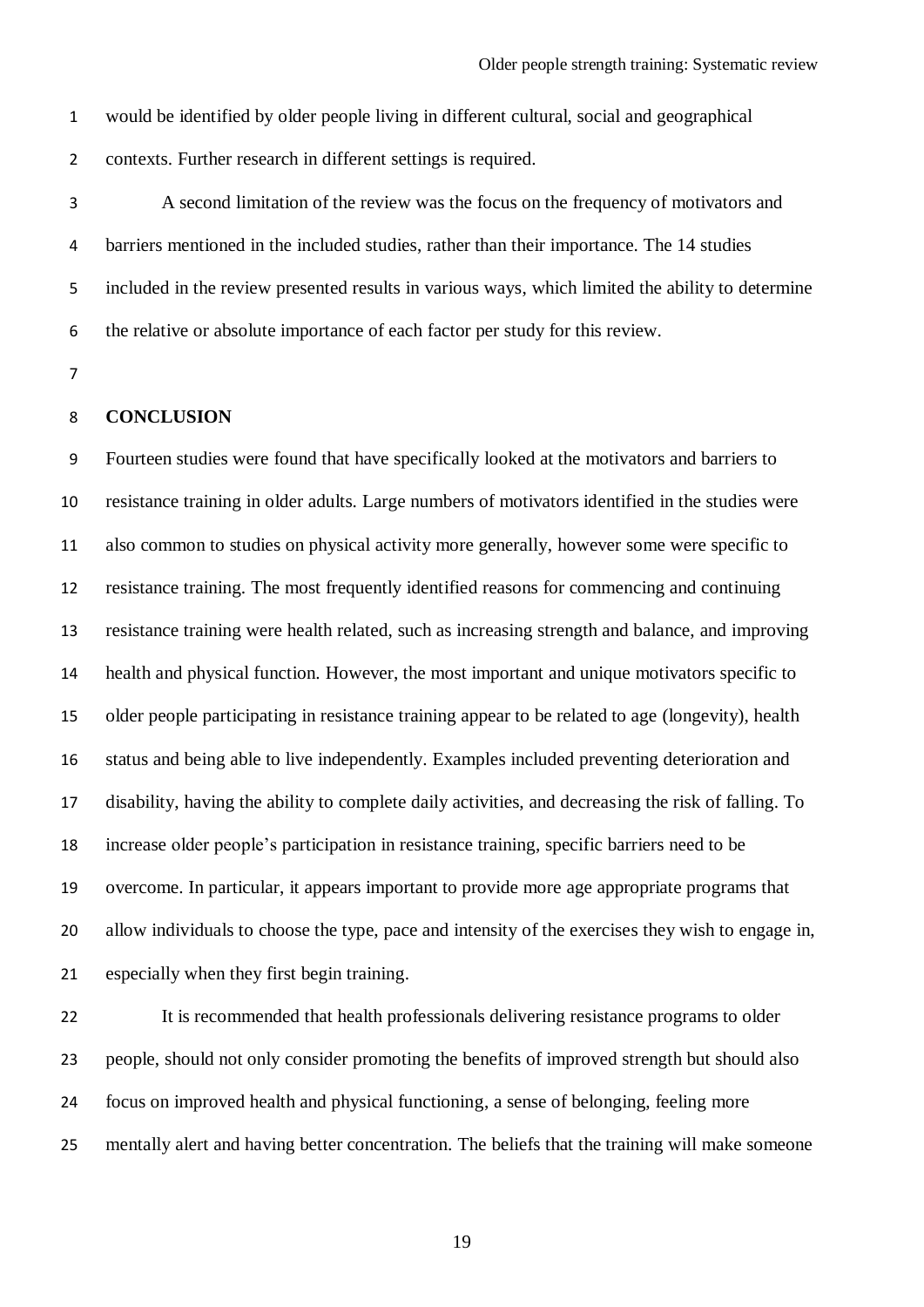would be identified by older people living in different cultural, social and geographical contexts. Further research in different settings is required.

A second limitation of the review was the focus on the frequency of motivators and barriers mentioned in the included studies, rather than their importance. The 14 studies included in the review presented results in various ways, which limited the ability to determine the relative or absolute importance of each factor per study for this review.

## CONCLUSION

Fourteen studies were found that have specifically looked at the motivators and barriers to resistance training in older adults. Large numbers of motivators identified in the studies were also common to studies on physical activity more generally, however some were specific to resistance training. The most frequently identified reasons for commencing and continuing resistance training were health related, such as increasing strength and balance, and improving health and physical function. However, the most important and unique motivators specific to older people participating in resistance training appear to be related to age (longevity), health status and being able to live independently. Examples included preventing deterioration and disability, having the ability to complete daily activities, and decreasing the risk of falling. To increase older people's participation in resistance training, specific barriers need to be overcome. In particular, it appears important to provide more age appropriate programs that allow individuals to choose the type, pace and intensity of the exercises they wish to engage in, especially when they first begin training.

It is recommended that health professionals delivering resistance programs to older people, should not only consider promoting the benefits of improved strength but should also focus on improved health and physical functioning, a sense of belonging, feeling more mentally alert and having better concentration. The beliefs that the training will make someone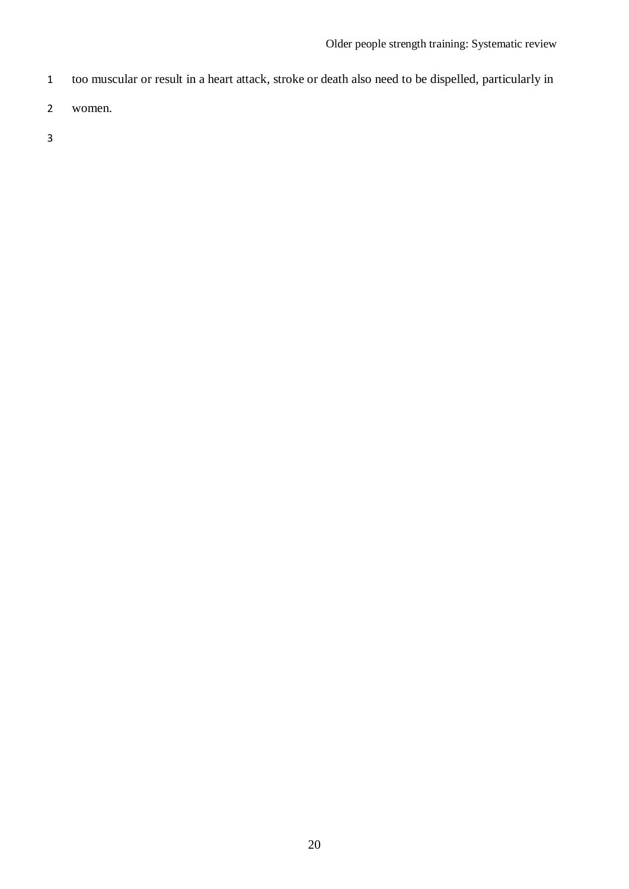too muscular or result in a heart attack, stroke or death also need to be dispelled, particularly in women.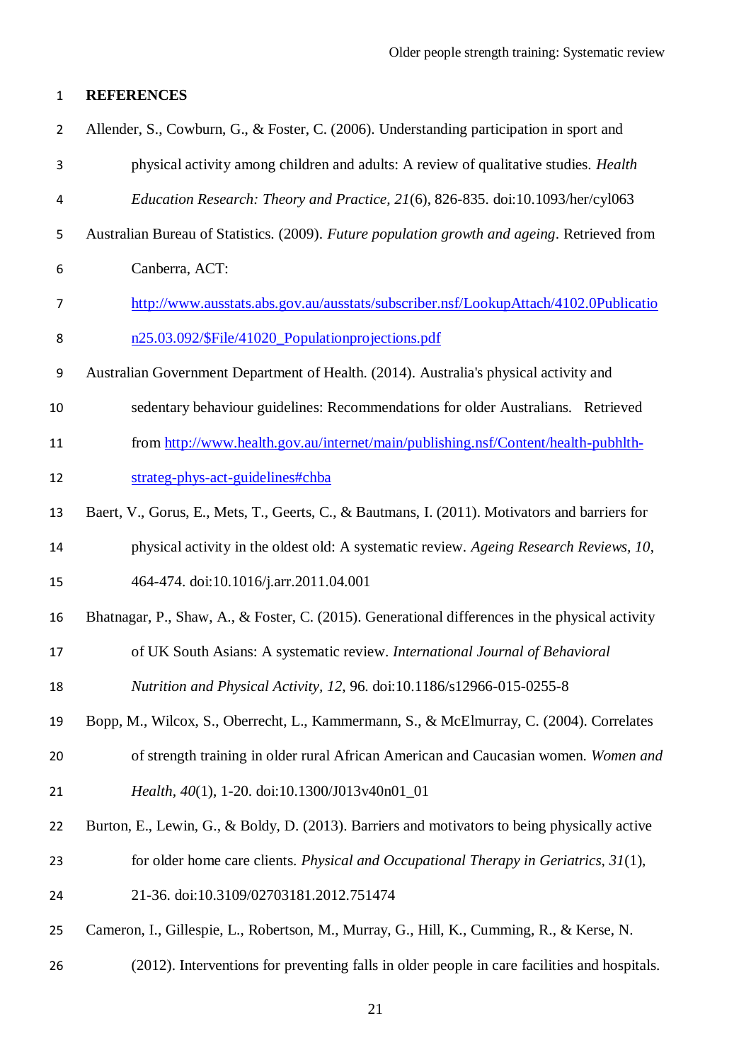## REFERENCES

Allender, S., Cowburn, G., & Foster, C. (2006). Understanding participation in sport and physical activity among children and adults: A review of qualitative studies. *Health Education Research: Theory and Practice, 21*(6), 826-835. doi:10.1093/her/cyl063

Australian Bureau of Statistics. (2009). *Future population growth and ageing*. Retrieved from Canberra, ACT: http://www.ausstats.abs.gov.au/ausstats/subscriber.nsf/LookupAttach/4102.0Publication25.03.092/$File/41020_Populationprojections.pdf

Australian Government Department of Health. (2014). Australia's physical activity and sedentary behaviour guidelines: Recommendations for older Australians. Retrieved from http://www.health.gov.au/internet/main/publishing.nsf/Content/health-pubhlth-strateg-phys-act-guidelines#chba

Baert, V., Gorus, E., Mets, T., Geerts, C., & Bautmans, I. (2011). Motivators and barriers for physical activity in the oldest old: A systematic review. *Ageing Research Reviews, 10*, 464-474. doi:10.1016/j.arr.2011.04.001

Bhatnagar, P., Shaw, A., & Foster, C. (2015). Generational differences in the physical activity of UK South Asians: A systematic review. *International Journal of Behavioral Nutrition and Physical Activity, 12*, 96. doi:10.1186/s12966-015-0255-8

Bopp, M., Wilcox, S., Oberrecht, L., Kammermann, S., & McElmurray, C. (2004). Correlates of strength training in older rural African American and Caucasian women. *Women and Health, 40*(1), 1-20. doi:10.1300/J013v40n01_01

Burton, E., Lewin, G., & Boldy, D. (2013). Barriers and motivators to being physically active for older home care clients. *Physical and Occupational Therapy in Geriatrics, 31*(1), 21-36. doi:10.3109/02703181.2012.751474

Cameron, I., Gillespie, L., Robertson, M., Murray, G., Hill, K., Cumming, R., & Kerse, N. (2012). Interventions for preventing falls in older people in care facilities and hospitals.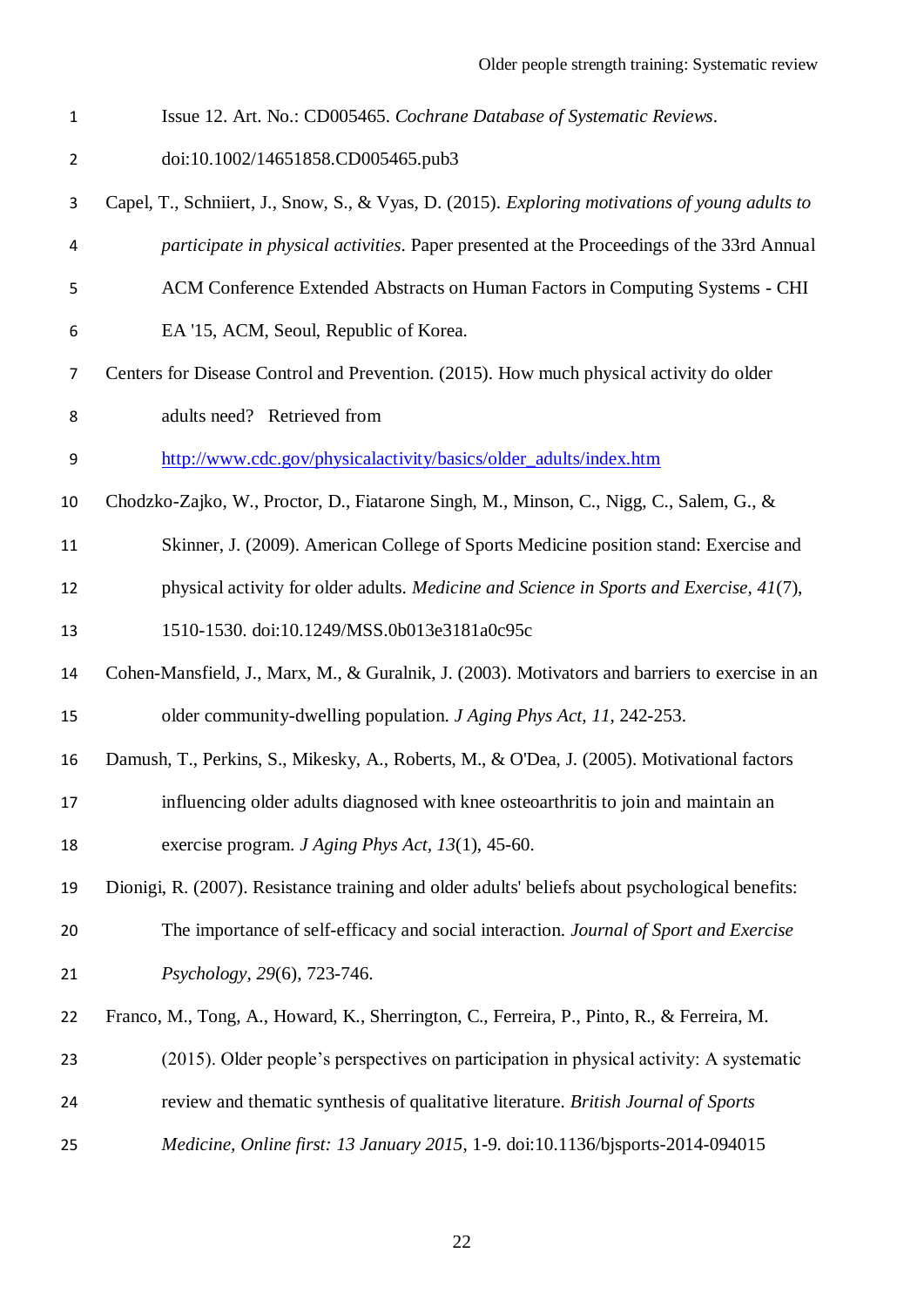Issue 12. Art. No.: CD005465. *Cochrane Database of Systematic Reviews*. doi:10.1002/14651858.CD005465.pub3

Capel, T., Schniiert, J., Snow, S., & Vyas, D. (2015). *Exploring motivations of young adults to participate in physical activities*. Paper presented at the Proceedings of the 33rd Annual ACM Conference Extended Abstracts on Human Factors in Computing Systems - CHI EA '15, ACM, Seoul, Republic of Korea.

Centers for Disease Control and Prevention. (2015). How much physical activity do older adults need? Retrieved from http://www.cdc.gov/physicalactivity/basics/older_adults/index.htm

Chodzko-Zajko, W., Proctor, D., Fiatarone Singh, M., Minson, C., Nigg, C., Salem, G., & Skinner, J. (2009). American College of Sports Medicine position stand: Exercise and physical activity for older adults. *Medicine and Science in Sports and Exercise, 41*(7), 1510-1530. doi:10.1249/MSS.0b013e3181a0c95c

Cohen-Mansfield, J., Marx, M., & Guralnik, J. (2003). Motivators and barriers to exercise in an older community-dwelling population. *J Aging Phys Act, 11*, 242-253.

Damush, T., Perkins, S., Mikesky, A., Roberts, M., & O'Dea, J. (2005). Motivational factors influencing older adults diagnosed with knee osteoarthritis to join and maintain an exercise program. *J Aging Phys Act, 13*(1), 45-60.

Dionigi, R. (2007). Resistance training and older adults' beliefs about psychological benefits: The importance of self-efficacy and social interaction. *Journal of Sport and Exercise Psychology, 29*(6), 723-746.

Franco, M., Tong, A., Howard, K., Sherrington, C., Ferreira, P., Pinto, R., & Ferreira, M. (2015). Older people's perspectives on participation in physical activity: A systematic review and thematic synthesis of qualitative literature. *British Journal of Sports Medicine, Online first: 13 January 2015*, 1-9. doi:10.1136/bjsports-2014-094015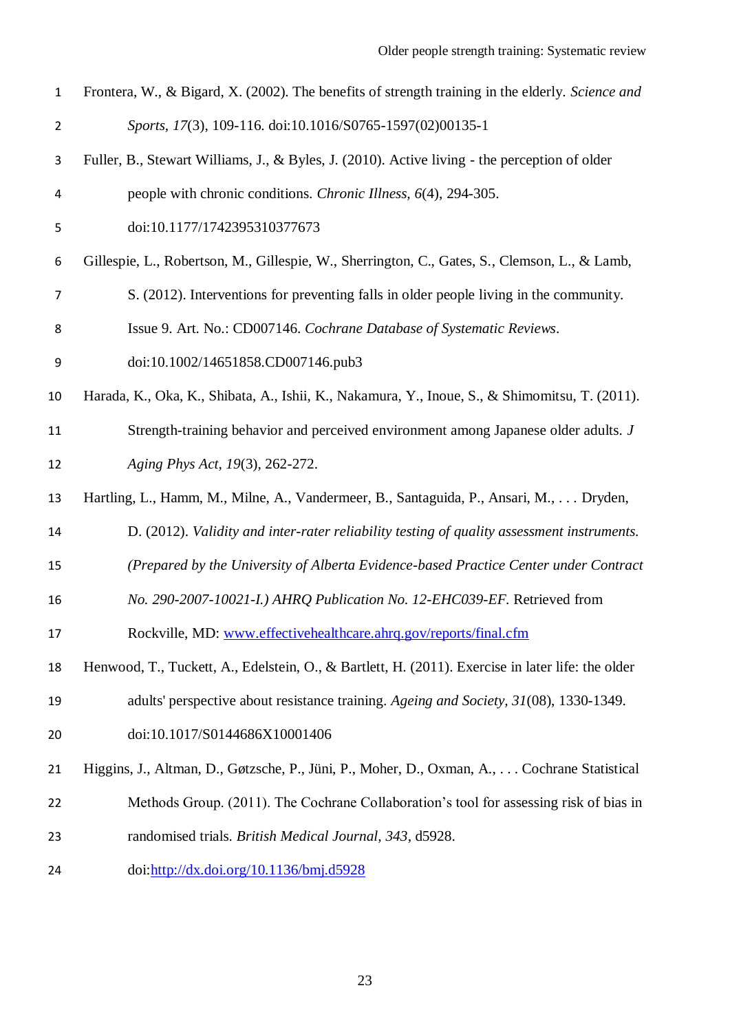Frontera, W., & Bigard, X. (2002). The benefits of strength training in the elderly. *Science and Sports, 17*(3), 109-116. doi:10.1016/S0765-1597(02)00135-1

Fuller, B., Stewart Williams, J., & Byles, J. (2010). Active living - the perception of older people with chronic conditions. *Chronic Illness, 6*(4), 294-305. doi:10.1177/1742395310377673

Gillespie, L., Robertson, M., Gillespie, W., Sherrington, C., Gates, S., Clemson, L., & Lamb, S. (2012). Interventions for preventing falls in older people living in the community. Issue 9. Art. No.: CD007146. *Cochrane Database of Systematic Reviews*. doi:10.1002/14651858.CD007146.pub3

Harada, K., Oka, K., Shibata, A., Ishii, K., Nakamura, Y., Inoue, S., & Shimomitsu, T. (2011). Strength-training behavior and perceived environment among Japanese older adults. *J Aging Phys Act, 19*(3), 262-272.

Hartling, L., Hamm, M., Milne, A., Vandermeer, B., Santaguida, P., Ansari, M., . . . Dryden, D. (2012). *Validity and inter-rater reliability testing of quality assessment instruments. (Prepared by the University of Alberta Evidence-based Practice Center under Contract No. 290-2007-10021-I.) AHRQ Publication No. 12-EHC039-EF.* Retrieved from Rockville, MD: www.effectivehealthcare.ahrq.gov/reports/final.cfm

Henwood, T., Tuckett, A., Edelstein, O., & Bartlett, H. (2011). Exercise in later life: the older adults' perspective about resistance training. *Ageing and Society, 31*(08), 1330-1349. doi:10.1017/S0144686X10001406

Higgins, J., Altman, D., Gøtzsche, P., Jüni, P., Moher, D., Oxman, A., . . . Cochrane Statistical Methods Group. (2011). The Cochrane Collaboration's tool for assessing risk of bias in randomised trials. *British Medical Journal, 343*, d5928. doi:http://dx.doi.org/10.1136/bmj.d5928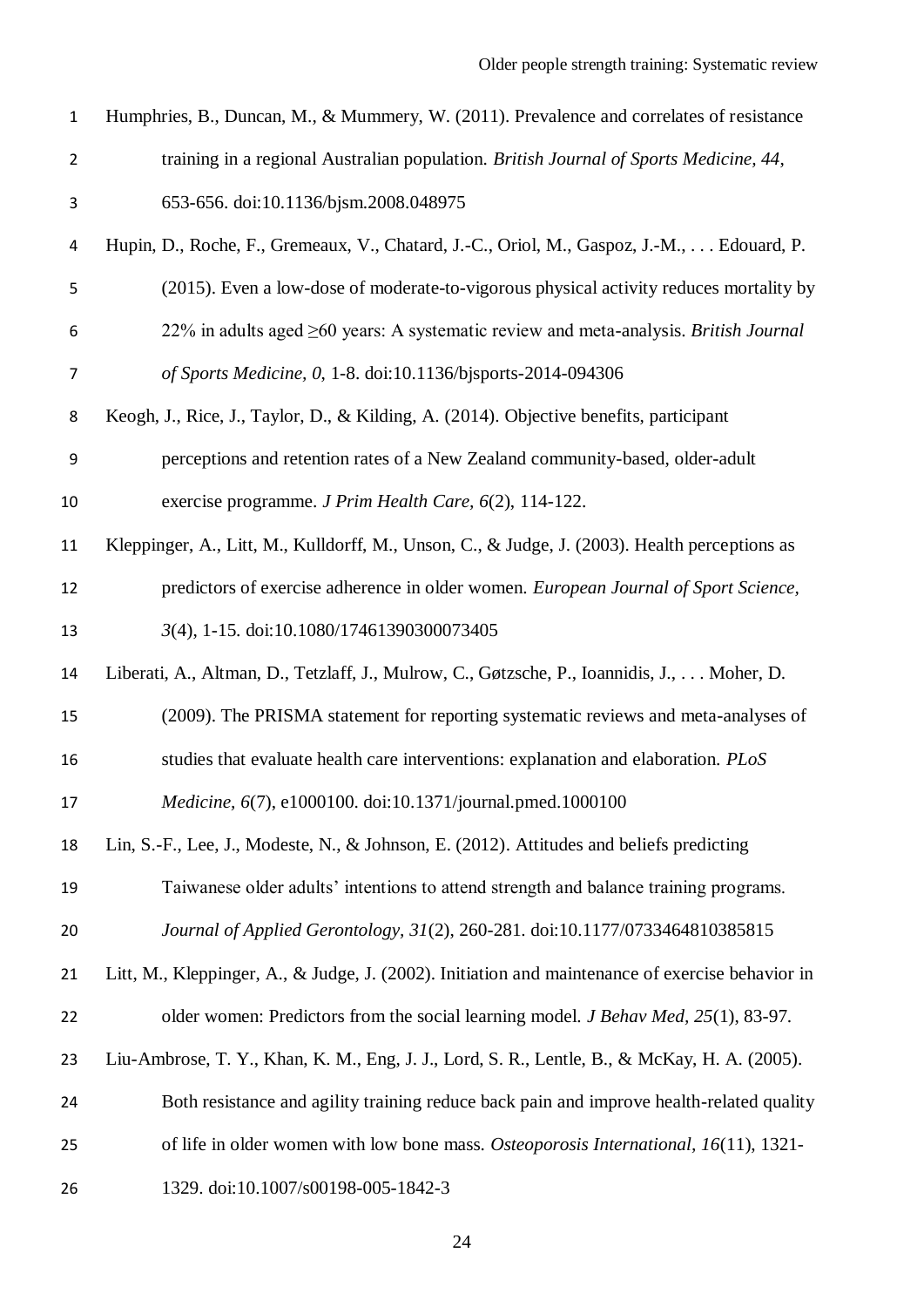Humphries, B., Duncan, M., & Mummery, W. (2011). Prevalence and correlates of resistance training in a regional Australian population. *British Journal of Sports Medicine, 44*, 653-656. doi:10.1136/bjsm.2008.048975

Hupin, D., Roche, F., Gremeaux, V., Chatard, J.-C., Oriol, M., Gaspoz, J.-M., . . . Edouard, P. (2015). Even a low-dose of moderate-to-vigorous physical activity reduces mortality by 22% in adults aged ≥60 years: A systematic review and meta-analysis. *British Journal of Sports Medicine, 0*, 1-8. doi:10.1136/bjsports-2014-094306

Keogh, J., Rice, J., Taylor, D., & Kilding, A. (2014). Objective benefits, participant perceptions and retention rates of a New Zealand community-based, older-adult exercise programme. *J Prim Health Care, 6*(2), 114-122.

Kleppinger, A., Litt, M., Kulldorff, M., Unson, C., & Judge, J. (2003). Health perceptions as predictors of exercise adherence in older women. *European Journal of Sport Science, 3*(4), 1-15. doi:10.1080/17461390300073405

Liberati, A., Altman, D., Tetzlaff, J., Mulrow, C., Gøtzsche, P., Ioannidis, J., . . . Moher, D. (2009). The PRISMA statement for reporting systematic reviews and meta-analyses of studies that evaluate health care interventions: explanation and elaboration. *PLoS Medicine, 6*(7), e1000100. doi:10.1371/journal.pmed.1000100

Lin, S.-F., Lee, J., Modeste, N., & Johnson, E. (2012). Attitudes and beliefs predicting Taiwanese older adults' intentions to attend strength and balance training programs. *Journal of Applied Gerontology, 31*(2), 260-281. doi:10.1177/0733464810385815

Litt, M., Kleppinger, A., & Judge, J. (2002). Initiation and maintenance of exercise behavior in older women: Predictors from the social learning model. *J Behav Med, 25*(1), 83-97.

Liu-Ambrose, T. Y., Khan, K. M., Eng, J. J., Lord, S. R., Lentle, B., & McKay, H. A. (2005). Both resistance and agility training reduce back pain and improve health-related quality of life in older women with low bone mass. *Osteoporosis International, 16*(11), 1321-1329. doi:10.1007/s00198-005-1842-3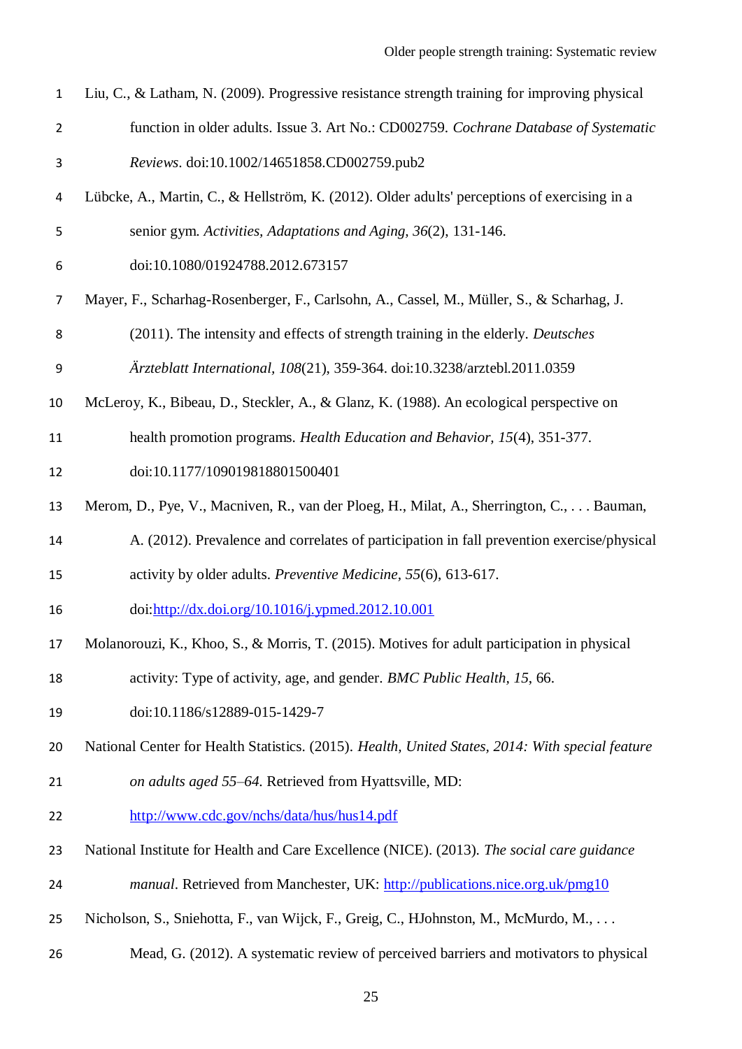Liu, C., & Latham, N. (2009). Progressive resistance strength training for improving physical function in older adults. Issue 3. Art No.: CD002759. *Cochrane Database of Systematic Reviews*. doi:10.1002/14651858.CD002759.pub2

Lübcke, A., Martin, C., & Hellström, K. (2012). Older adults' perceptions of exercising in a senior gym. *Activities, Adaptations and Aging, 36*(2), 131-146. doi:10.1080/01924788.2012.673157

Mayer, F., Scharhag-Rosenberger, F., Carlsohn, A., Cassel, M., Müller, S., & Scharhag, J. (2011). The intensity and effects of strength training in the elderly. *Deutsches Ärzteblatt International, 108*(21), 359-364. doi:10.3238/arztebl.2011.0359

McLeroy, K., Bibeau, D., Steckler, A., & Glanz, K. (1988). An ecological perspective on health promotion programs. *Health Education and Behavior, 15*(4), 351-377. doi:10.1177/109019818801500401

Merom, D., Pye, V., Macniven, R., van der Ploeg, H., Milat, A., Sherrington, C., . . . Bauman, A. (2012). Prevalence and correlates of participation in fall prevention exercise/physical activity by older adults. *Preventive Medicine, 55*(6), 613-617. doi:http://dx.doi.org/10.1016/j.ypmed.2012.10.001

Molanorouzi, K., Khoo, S., & Morris, T. (2015). Motives for adult participation in physical activity: Type of activity, age, and gender. *BMC Public Health, 15*, 66. doi:10.1186/s12889-015-1429-7

National Center for Health Statistics. (2015). *Health, United States, 2014: With special feature on adults aged 55–64*. Retrieved from Hyattsville, MD: http://www.cdc.gov/nchs/data/hus/hus14.pdf

National Institute for Health and Care Excellence (NICE). (2013). *The social care guidance manual*. Retrieved from Manchester, UK: http://publications.nice.org.uk/pmg10

Nicholson, S., Sniehotta, F., van Wijck, F., Greig, C., HJohnston, M., McMurdo, M., . . . Mead, G. (2012). A systematic review of perceived barriers and motivators to physical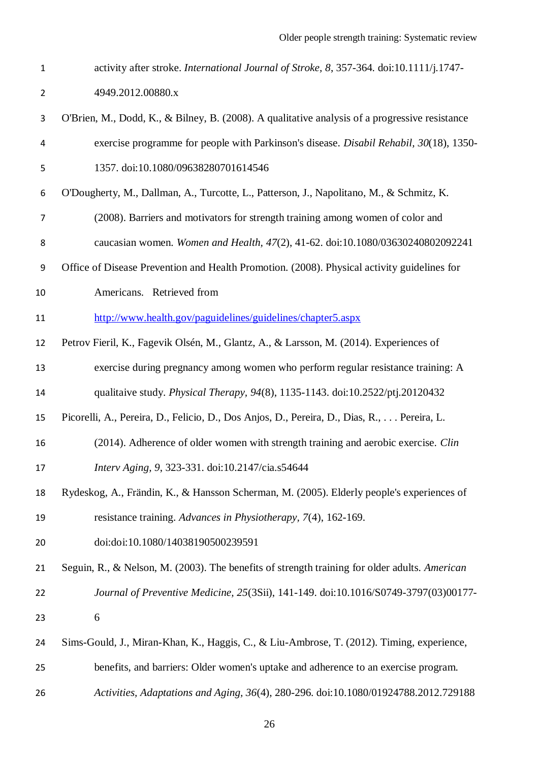activity after stroke. *International Journal of Stroke, 8*, 357-364. doi:10.1111/j.1747-4949.2012.00880.x

O'Brien, M., Dodd, K., & Bilney, B. (2008). A qualitative analysis of a progressive resistance exercise programme for people with Parkinson's disease. *Disabil Rehabil, 30*(18), 1350-1357. doi:10.1080/09638280701614546

O'Dougherty, M., Dallman, A., Turcotte, L., Patterson, J., Napolitano, M., & Schmitz, K. (2008). Barriers and motivators for strength training among women of color and caucasian women. *Women and Health, 47*(2), 41-62. doi:10.1080/03630240802092241

Office of Disease Prevention and Health Promotion. (2008). Physical activity guidelines for Americans. Retrieved from http://www.health.gov/paguidelines/guidelines/chapter5.aspx

Petrov Fieril, K., Fagevik Olsén, M., Glantz, A., & Larsson, M. (2014). Experiences of exercise during pregnancy among women who perform regular resistance training: A qualitaive study. *Physical Therapy, 94*(8), 1135-1143. doi:10.2522/ptj.20120432

Picorelli, A., Pereira, D., Felicio, D., Dos Anjos, D., Pereira, D., Dias, R., . . . Pereira, L. (2014). Adherence of older women with strength training and aerobic exercise. *Clin Interv Aging, 9*, 323-331. doi:10.2147/cia.s54644

Rydeskog, A., Frändin, K., & Hansson Scherman, M. (2005). Elderly people's experiences of resistance training. *Advances in Physiotherapy, 7*(4), 162-169. doi:doi:10.1080/14038190500239591

Seguin, R., & Nelson, M. (2003). The benefits of strength training for older adults. *American Journal of Preventive Medicine, 25*(3Sii), 141-149. doi:10.1016/S0749-3797(03)00177-6

Sims-Gould, J., Miran-Khan, K., Haggis, C., & Liu-Ambrose, T. (2012). Timing, experience, benefits, and barriers: Older women's uptake and adherence to an exercise program. *Activities, Adaptations and Aging, 36*(4), 280-296. doi:10.1080/01924788.2012.729188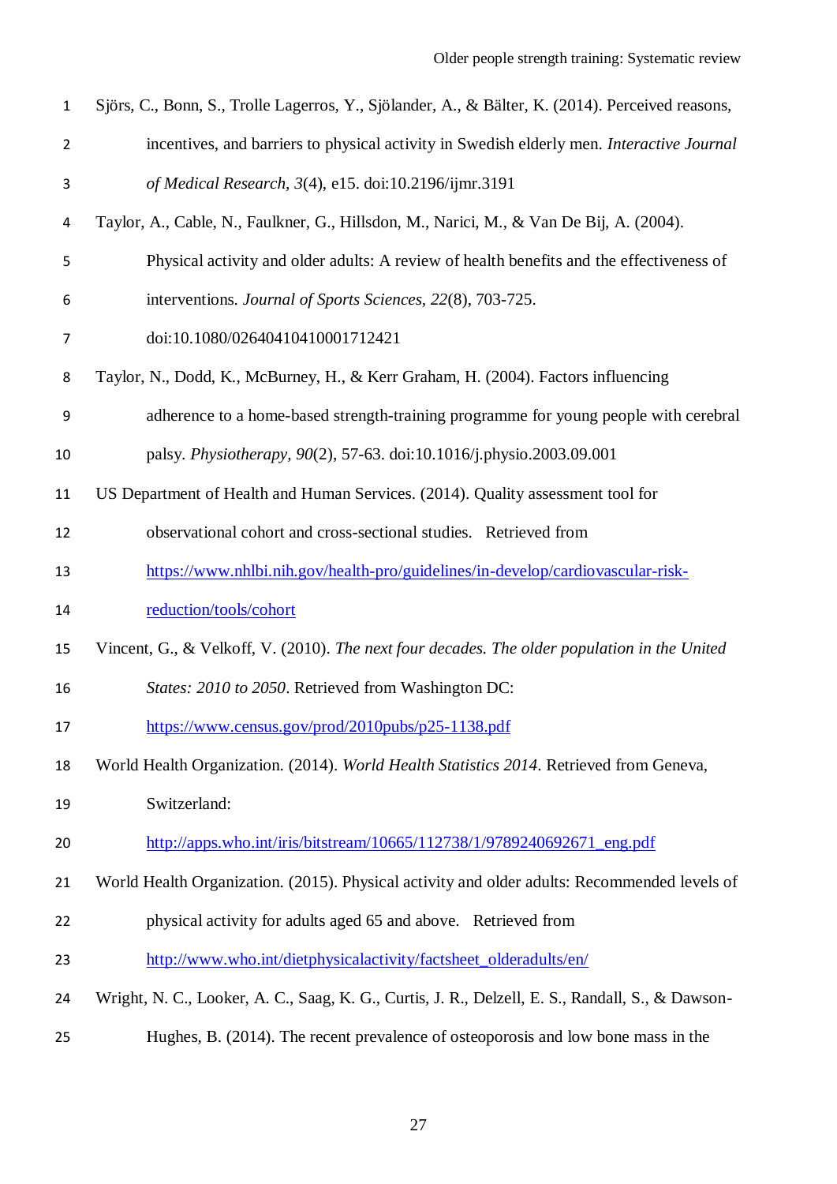Sjörs, C., Bonn, S., Trolle Lagerros, Y., Sjölander, A., & Bälter, K. (2014). Perceived reasons, incentives, and barriers to physical activity in Swedish elderly men. *Interactive Journal of Medical Research, 3*(4), e15. doi:10.2196/ijmr.3191

Taylor, A., Cable, N., Faulkner, G., Hillsdon, M., Narici, M., & Van De Bij, A. (2004). Physical activity and older adults: A review of health benefits and the effectiveness of interventions. *Journal of Sports Sciences, 22*(8), 703-725. doi:10.1080/02640410410001712421

Taylor, N., Dodd, K., McBurney, H., & Kerr Graham, H. (2004). Factors influencing adherence to a home-based strength-training programme for young people with cerebral palsy. *Physiotherapy, 90*(2), 57-63. doi:10.1016/j.physio.2003.09.001

US Department of Health and Human Services. (2014). Quality assessment tool for observational cohort and cross-sectional studies. Retrieved from https://www.nhlbi.nih.gov/health-pro/guidelines/in-develop/cardiovascular-risk-reduction/tools/cohort

Vincent, G., & Velkoff, V. (2010). *The next four decades. The older population in the United States: 2010 to 2050*. Retrieved from Washington DC: https://www.census.gov/prod/2010pubs/p25-1138.pdf

World Health Organization. (2014). *World Health Statistics 2014*. Retrieved from Geneva, Switzerland: http://apps.who.int/iris/bitstream/10665/112738/1/9789240692671_eng.pdf

World Health Organization. (2015). Physical activity and older adults: Recommended levels of physical activity for adults aged 65 and above. Retrieved from http://www.who.int/dietphysicalactivity/factsheet_olderadults/en/

Wright, N. C., Looker, A. C., Saag, K. G., Curtis, J. R., Delzell, E. S., Randall, S., & Dawson-Hughes, B. (2014). The recent prevalence of osteoporosis and low bone mass in the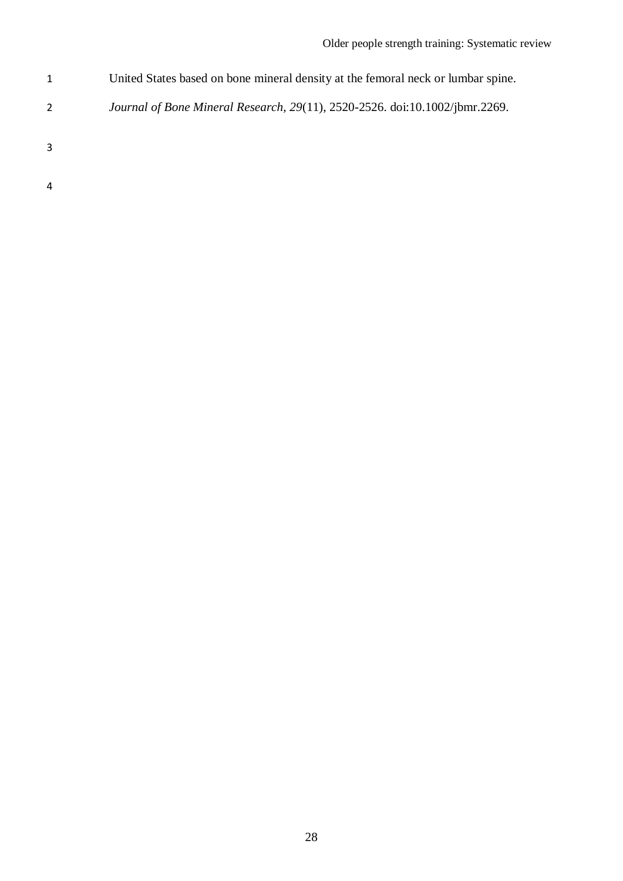United States based on bone mineral density at the femoral neck or lumbar spine. *Journal of Bone Mineral Research*, *29*(11), 2520-2526. doi:10.1002/jbmr.2269.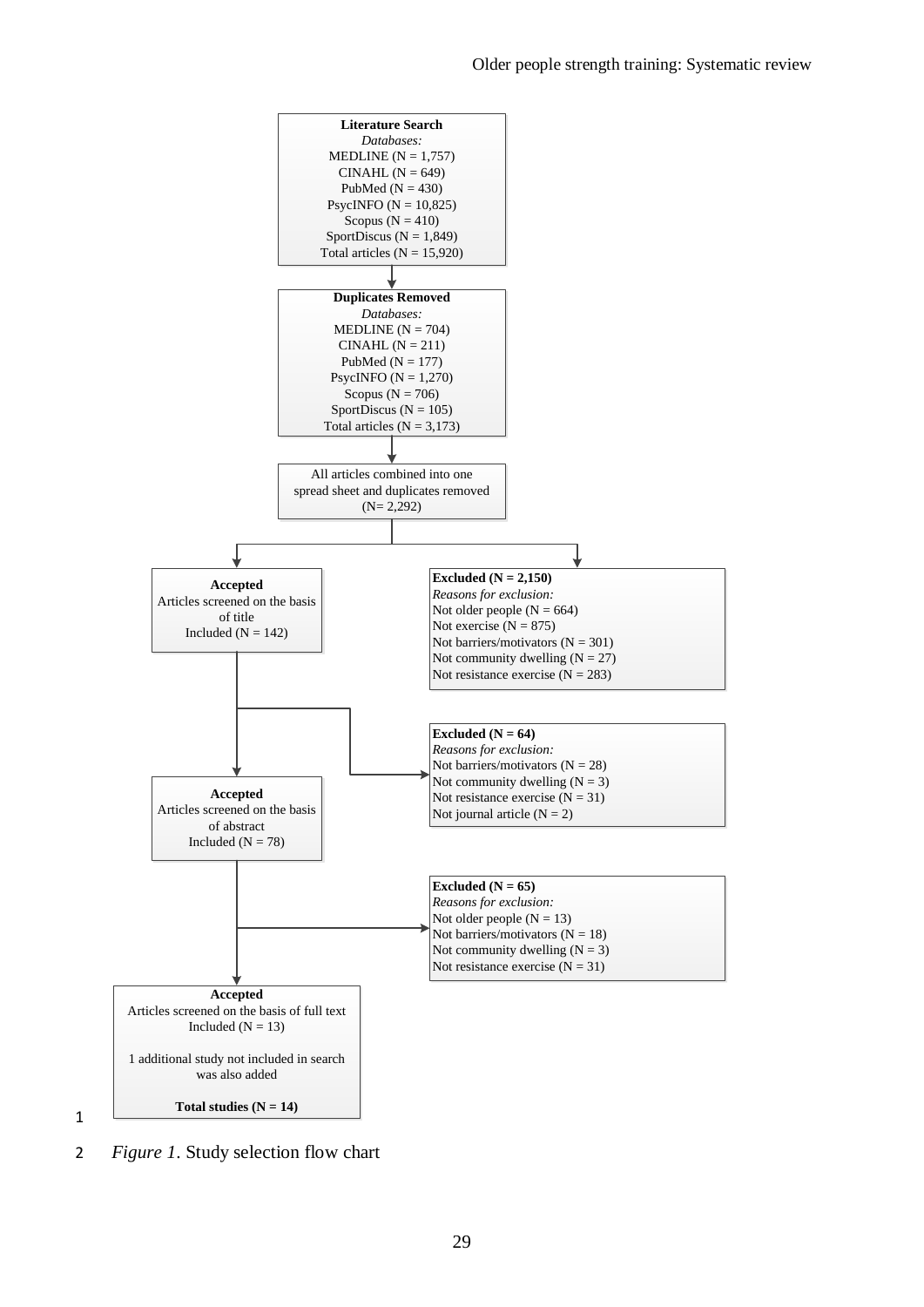**Literature Search**
*Databases:*
MEDLINE (N = 1,757)
CINAHL (N = 649)
PubMed (N = 430)
PsycINFO (N = 10,825)
Scopus (N = 410)
SportDiscus (N = 1,849)
Total articles (N = 15,920)

**Duplicates Removed**
*Databases:*
MEDLINE (N = 704)
CINAHL (N = 211)
PubMed (N = 177)
PsycINFO (N = 1,270)
Scopus (N = 706)
SportDiscus (N = 105)
Total articles (N = 3,173)

All articles combined into one spread sheet and duplicates removed (N= 2,292)

**Accepted**
Articles screened on the basis of title
Included (N = 142)

**Excluded (N = 2,150)**
*Reasons for exclusion:*
Not older people (N = 664)
Not exercise (N = 875)
Not barriers/motivators (N = 301)
Not community dwelling (N = 27)
Not resistance exercise (N = 283)

**Excluded (N = 64)**
*Reasons for exclusion:*
Not barriers/motivators (N = 28)
Not community dwelling (N = 3)
Not resistance exercise (N = 31)
Not journal article (N = 2)

**Accepted**
Articles screened on the basis of abstract
Included (N = 78)

**Excluded (N = 65)**
*Reasons for exclusion:*
Not older people (N = 13)
Not barriers/motivators (N = 18)
Not community dwelling (N = 3)
Not resistance exercise (N = 31)

**Accepted**
Articles screened on the basis of full text
Included (N = 13)

1 additional study not included in search was also added

**Total studies (N = 14)**

*Figure 1*. Study selection flow chart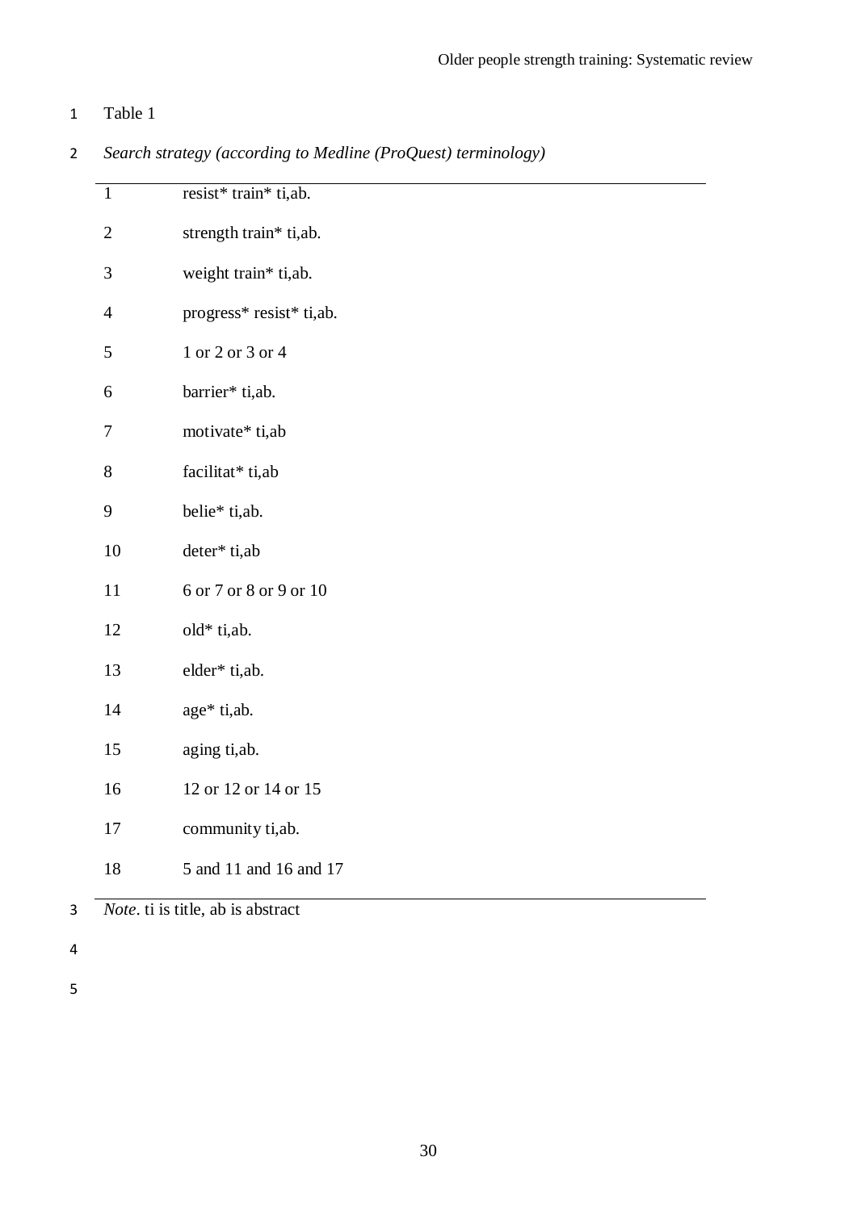Table 1

*Search strategy (according to Medline (ProQuest) terminology)*

| | |
|---|---|
| 1 | resist* train* ti,ab. |
| 2 | strength train* ti,ab. |
| 3 | weight train* ti,ab. |
| 4 | progress* resist* ti,ab. |
| 5 | 1 or 2 or 3 or 4 |
| 6 | barrier* ti,ab. |
| 7 | motivate* ti,ab |
| 8 | facilitat* ti,ab |
| 9 | belie* ti,ab. |
| 10 | deter* ti,ab |
| 11 | 6 or 7 or 8 or 9 or 10 |
| 12 | old* ti,ab. |
| 13 | elder* ti,ab. |
| 14 | age* ti,ab. |
| 15 | aging ti,ab. |
| 16 | 12 or 12 or 14 or 15 |
| 17 | community ti,ab. |
| 18 | 5 and 11 and 16 and 17 |

*Note*. ti is title, ab is abstract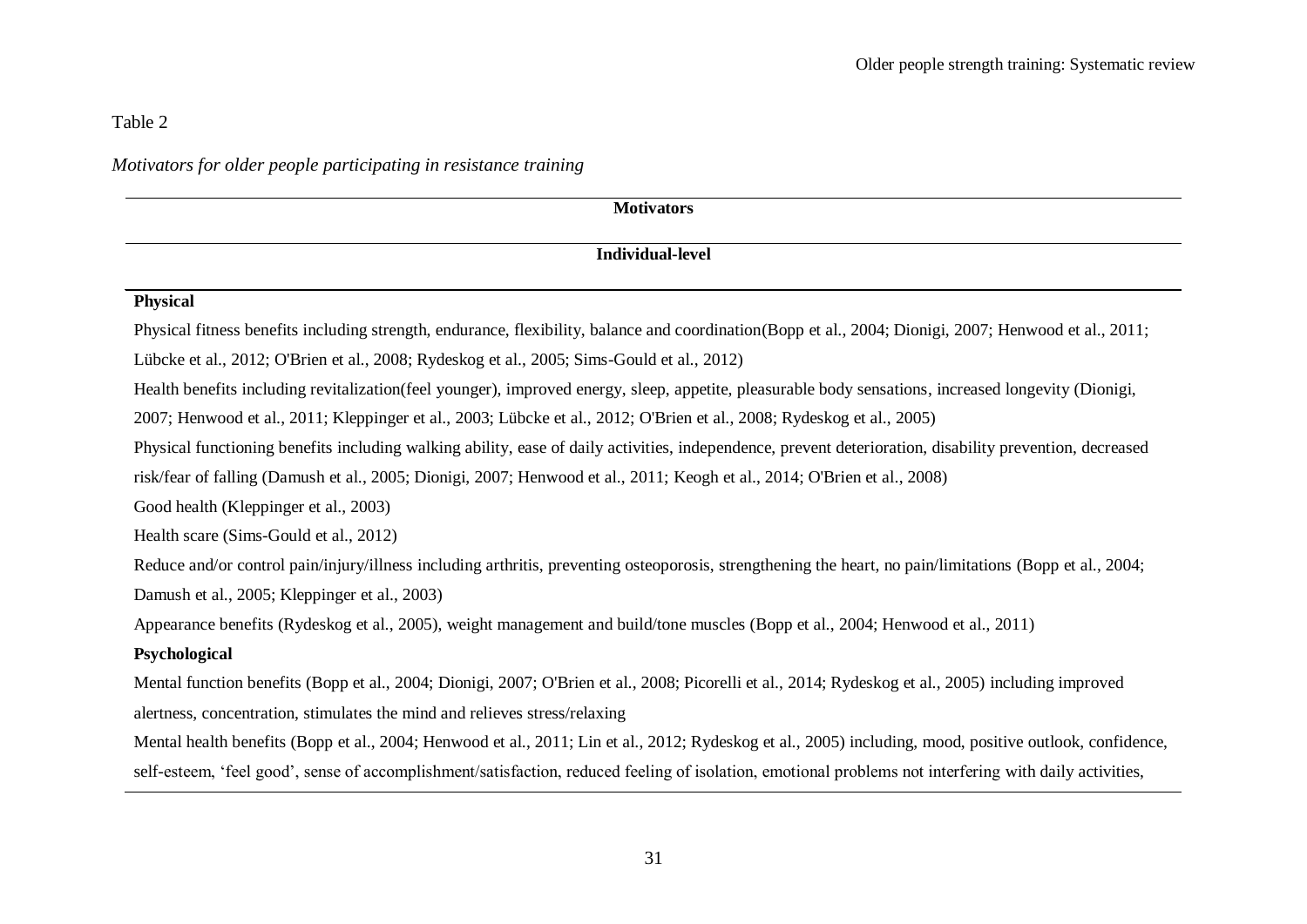Table 2

*Motivators for older people participating in resistance training*

| Motivators |
| --- |
| **Individual-level** |
| **Physical** |
| Physical fitness benefits including strength, endurance, flexibility, balance and coordination(Bopp et al., 2004; Dionigi, 2007; Henwood et al., 2011; Lübcke et al., 2012; O'Brien et al., 2008; Rydeskog et al., 2005; Sims-Gould et al., 2012) |
| Health benefits including revitalization(feel younger), improved energy, sleep, appetite, pleasurable body sensations, increased longevity (Dionigi, 2007; Henwood et al., 2011; Kleppinger et al., 2003; Lübcke et al., 2012; O'Brien et al., 2008; Rydeskog et al., 2005) |
| Physical functioning benefits including walking ability, ease of daily activities, independence, prevent deterioration, disability prevention, decreased risk/fear of falling (Damush et al., 2005; Dionigi, 2007; Henwood et al., 2011; Keogh et al., 2014; O'Brien et al., 2008) |
| Good health (Kleppinger et al., 2003) |
| Health scare (Sims-Gould et al., 2012) |
| Reduce and/or control pain/injury/illness including arthritis, preventing osteoporosis, strengthening the heart, no pain/limitations (Bopp et al., 2004; Damush et al., 2005; Kleppinger et al., 2003) |
| Appearance benefits (Rydeskog et al., 2005), weight management and build/tone muscles (Bopp et al., 2004; Henwood et al., 2011) |
| **Psychological** |
| Mental function benefits (Bopp et al., 2004; Dionigi, 2007; O'Brien et al., 2008; Picorelli et al., 2014; Rydeskog et al., 2005) including improved alertness, concentration, stimulates the mind and relieves stress/relaxing |
| Mental health benefits (Bopp et al., 2004; Henwood et al., 2011; Lin et al., 2012; Rydeskog et al., 2005) including, mood, positive outlook, confidence, self-esteem, 'feel good', sense of accomplishment/satisfaction, reduced feeling of isolation, emotional problems not interfering with daily activities, |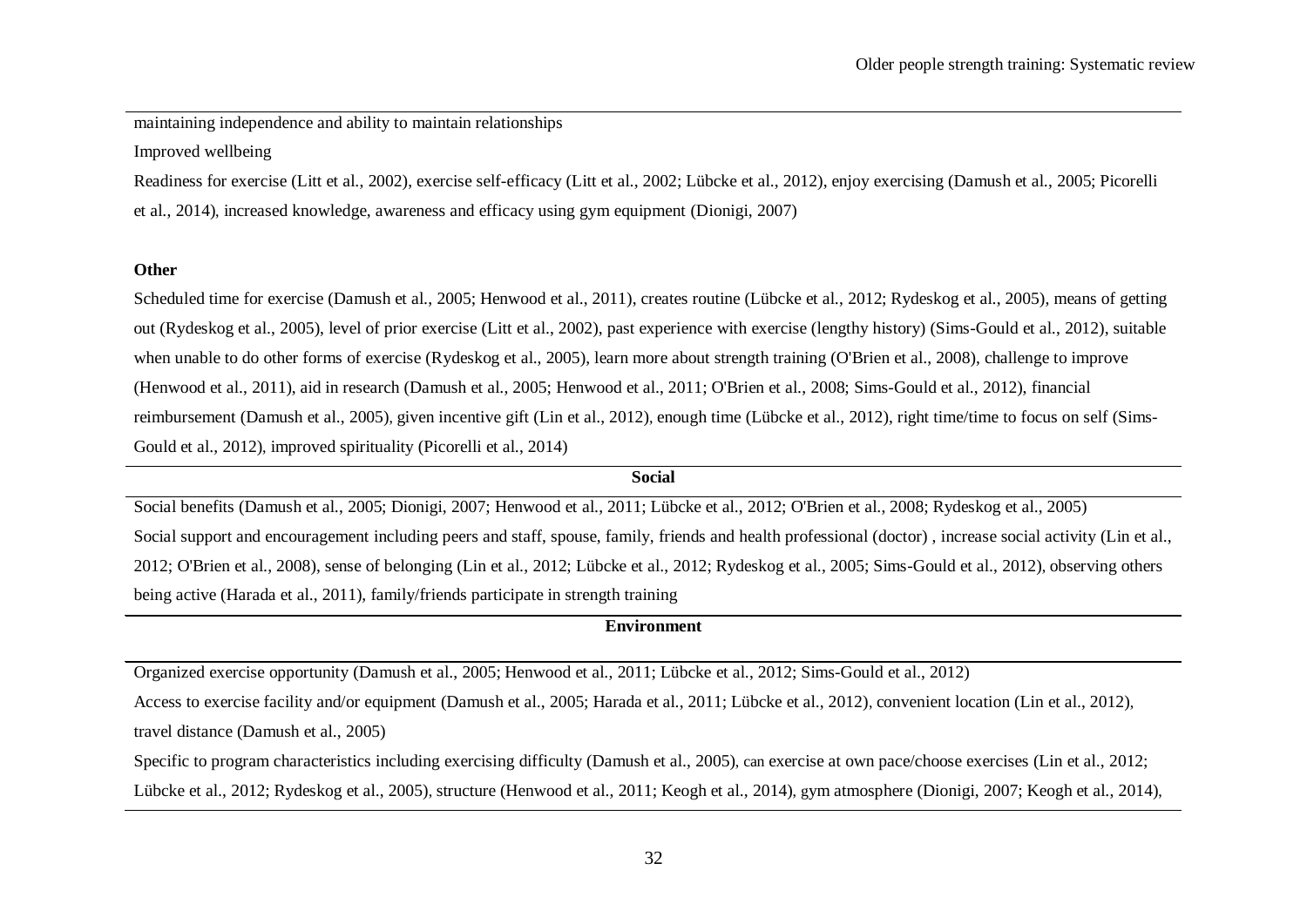maintaining independence and ability to maintain relationships

Improved wellbeing

Readiness for exercise (Litt et al., 2002), exercise self-efficacy (Litt et al., 2002; Lübcke et al., 2012), enjoy exercising (Damush et al., 2005; Picorelli et al., 2014), increased knowledge, awareness and efficacy using gym equipment (Dionigi, 2007)

**Other**

Scheduled time for exercise (Damush et al., 2005; Henwood et al., 2011), creates routine (Lübcke et al., 2012; Rydeskog et al., 2005), means of getting out (Rydeskog et al., 2005), level of prior exercise (Litt et al., 2002), past experience with exercise (lengthy history) (Sims-Gould et al., 2012), suitable when unable to do other forms of exercise (Rydeskog et al., 2005), learn more about strength training (O'Brien et al., 2008), challenge to improve (Henwood et al., 2011), aid in research (Damush et al., 2005; Henwood et al., 2011; O'Brien et al., 2008; Sims-Gould et al., 2012), financial reimbursement (Damush et al., 2005), given incentive gift (Lin et al., 2012), enough time (Lübcke et al., 2012), right time/time to focus on self (Sims-Gould et al., 2012), improved spirituality (Picorelli et al., 2014)

**Social**

Social benefits (Damush et al., 2005; Dionigi, 2007; Henwood et al., 2011; Lübcke et al., 2012; O'Brien et al., 2008; Rydeskog et al., 2005)

Social support and encouragement including peers and staff, spouse, family, friends and health professional (doctor) , increase social activity (Lin et al., 2012; O'Brien et al., 2008), sense of belonging (Lin et al., 2012; Lübcke et al., 2012; Rydeskog et al., 2005; Sims-Gould et al., 2012), observing others being active (Harada et al., 2011), family/friends participate in strength training

**Environment**

Organized exercise opportunity (Damush et al., 2005; Henwood et al., 2011; Lübcke et al., 2012; Sims-Gould et al., 2012)

Access to exercise facility and/or equipment (Damush et al., 2005; Harada et al., 2011; Lübcke et al., 2012), convenient location (Lin et al., 2012), travel distance (Damush et al., 2005)

Specific to program characteristics including exercising difficulty (Damush et al., 2005), can exercise at own pace/choose exercises (Lin et al., 2012; Lübcke et al., 2012; Rydeskog et al., 2005), structure (Henwood et al., 2011; Keogh et al., 2014), gym atmosphere (Dionigi, 2007; Keogh et al., 2014),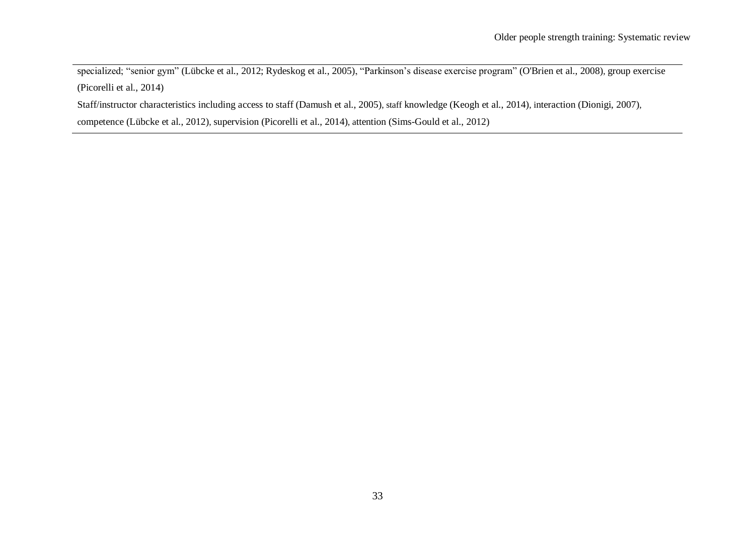specialized; "senior gym" (Lübcke et al., 2012; Rydeskog et al., 2005), "Parkinson's disease exercise program" (O'Brien et al., 2008), group exercise (Picorelli et al., 2014)

Staff/instructor characteristics including access to staff (Damush et al., 2005), staff knowledge (Keogh et al., 2014), interaction (Dionigi, 2007), competence (Lübcke et al., 2012), supervision (Picorelli et al., 2014), attention (Sims-Gould et al., 2012)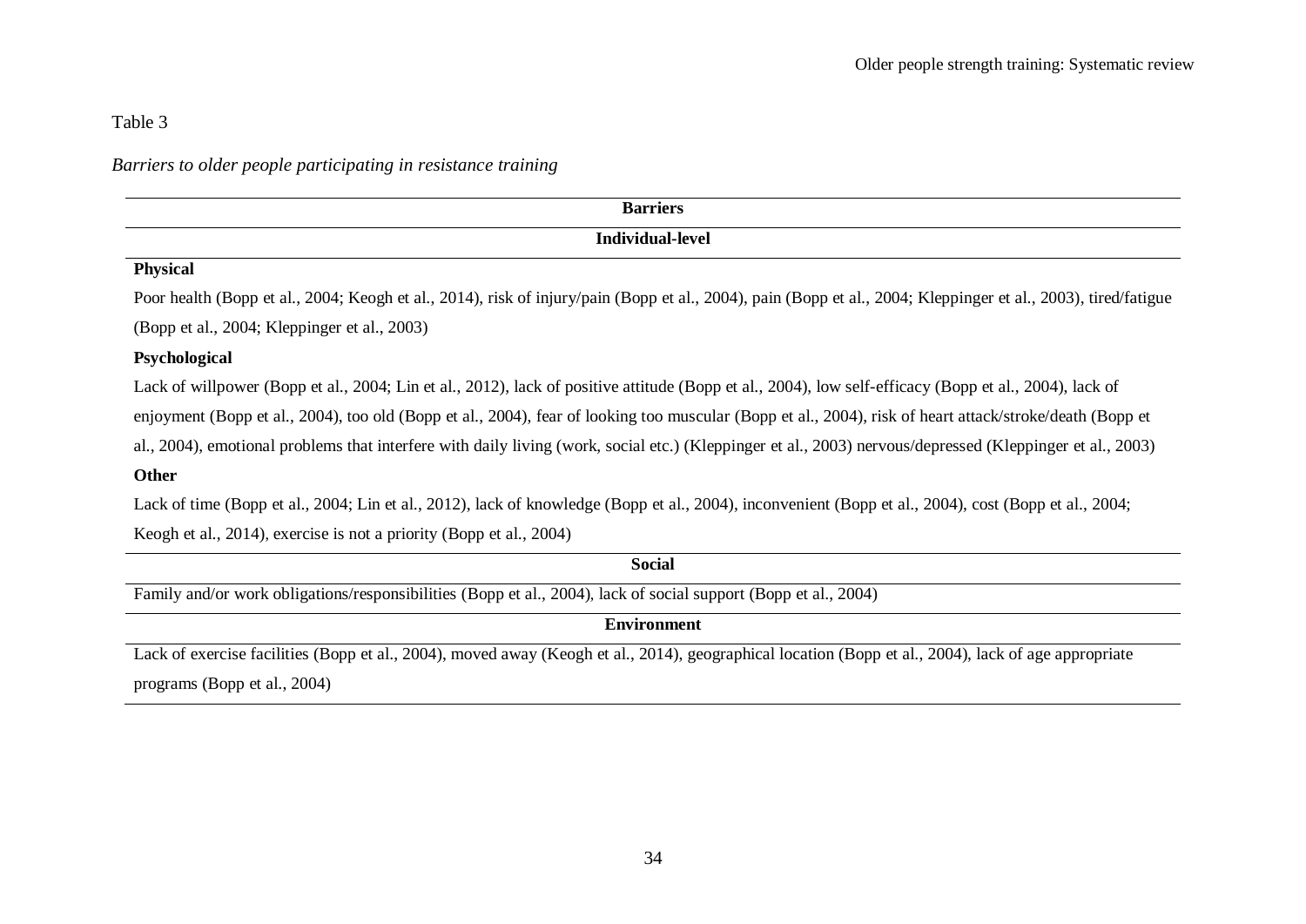Table 3

*Barriers to older people participating in resistance training*

| Barriers |
| --- |
| **Individual-level** |
| **Physical** |
| Poor health (Bopp et al., 2004; Keogh et al., 2014), risk of injury/pain (Bopp et al., 2004), pain (Bopp et al., 2004; Kleppinger et al., 2003), tired/fatigue (Bopp et al., 2004; Kleppinger et al., 2003) |
| **Psychological** |
| Lack of willpower (Bopp et al., 2004; Lin et al., 2012), lack of positive attitude (Bopp et al., 2004), low self-efficacy (Bopp et al., 2004), lack of enjoyment (Bopp et al., 2004), too old (Bopp et al., 2004), fear of looking too muscular (Bopp et al., 2004), risk of heart attack/stroke/death (Bopp et al., 2004), emotional problems that interfere with daily living (work, social etc.) (Kleppinger et al., 2003) nervous/depressed (Kleppinger et al., 2003) |
| **Other** |
| Lack of time (Bopp et al., 2004; Lin et al., 2012), lack of knowledge (Bopp et al., 2004), inconvenient (Bopp et al., 2004), cost (Bopp et al., 2004; Keogh et al., 2014), exercise is not a priority (Bopp et al., 2004) |
| **Social** |
| Family and/or work obligations/responsibilities (Bopp et al., 2004), lack of social support (Bopp et al., 2004) |
| **Environment** |
| Lack of exercise facilities (Bopp et al., 2004), moved away (Keogh et al., 2014), geographical location (Bopp et al., 2004), lack of age appropriate programs (Bopp et al., 2004) |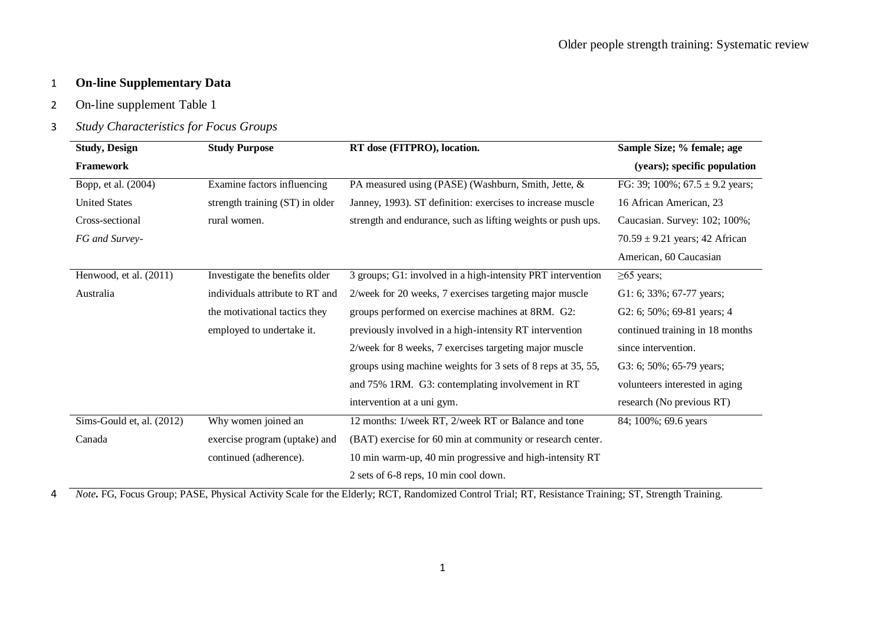**On-line Supplementary Data**

On-line supplement Table 1

*Study Characteristics for Focus Groups*

| Study, Design Framework | Study Purpose | RT dose (FITPRO), location. | Sample Size; % female; age (years); specific population |
|---|---|---|---|
| Bopp, et al. (2004) United States Cross-sectional *FG and Survey-* | Examine factors influencing strength training (ST) in older rural women. | PA measured using (PASE) (Washburn, Smith, Jette, & Janney, 1993). ST definition: exercises to increase muscle strength and endurance, such as lifting weights or push ups. | FG: 39; 100%; 67.5 ± 9.2 years; 16 African American, 23 Caucasian. Survey: 102; 100%; 70.59 ± 9.21 years; 42 African American, 60 Caucasian |
| Henwood, et al. (2011) Australia | Investigate the benefits older individuals attribute to RT and the motivational tactics they employed to undertake it. | 3 groups; G1: involved in a high-intensity PRT intervention 2/week for 20 weeks, 7 exercises targeting major muscle groups performed on exercise machines at 8RM. G2: previously involved in a high-intensity RT intervention 2/week for 8 weeks, 7 exercises targeting major muscle groups using machine weights for 3 sets of 8 reps at 35, 55, and 75% 1RM. G3: contemplating involvement in RT intervention at a uni gym. | ≥65 years; G1: 6; 33%; 67-77 years; G2: 6; 50%; 69-81 years; 4 continued training in 18 months since intervention. G3: 6; 50%; 65-79 years; volunteers interested in aging research (No previous RT) |
| Sims-Gould et, al. (2012) Canada | Why women joined an exercise program (uptake) and continued (adherence). | 12 months: 1/week RT, 2/week RT or Balance and tone (BAT) exercise for 60 min at community or research center. 10 min warm-up, 40 min progressive and high-intensity RT 2 sets of 6-8 reps, 10 min cool down. | 84; 100%; 69.6 years |

*Note***.** FG, Focus Group; PASE, Physical Activity Scale for the Elderly; RCT, Randomized Control Trial; RT, Resistance Training; ST, Strength Training.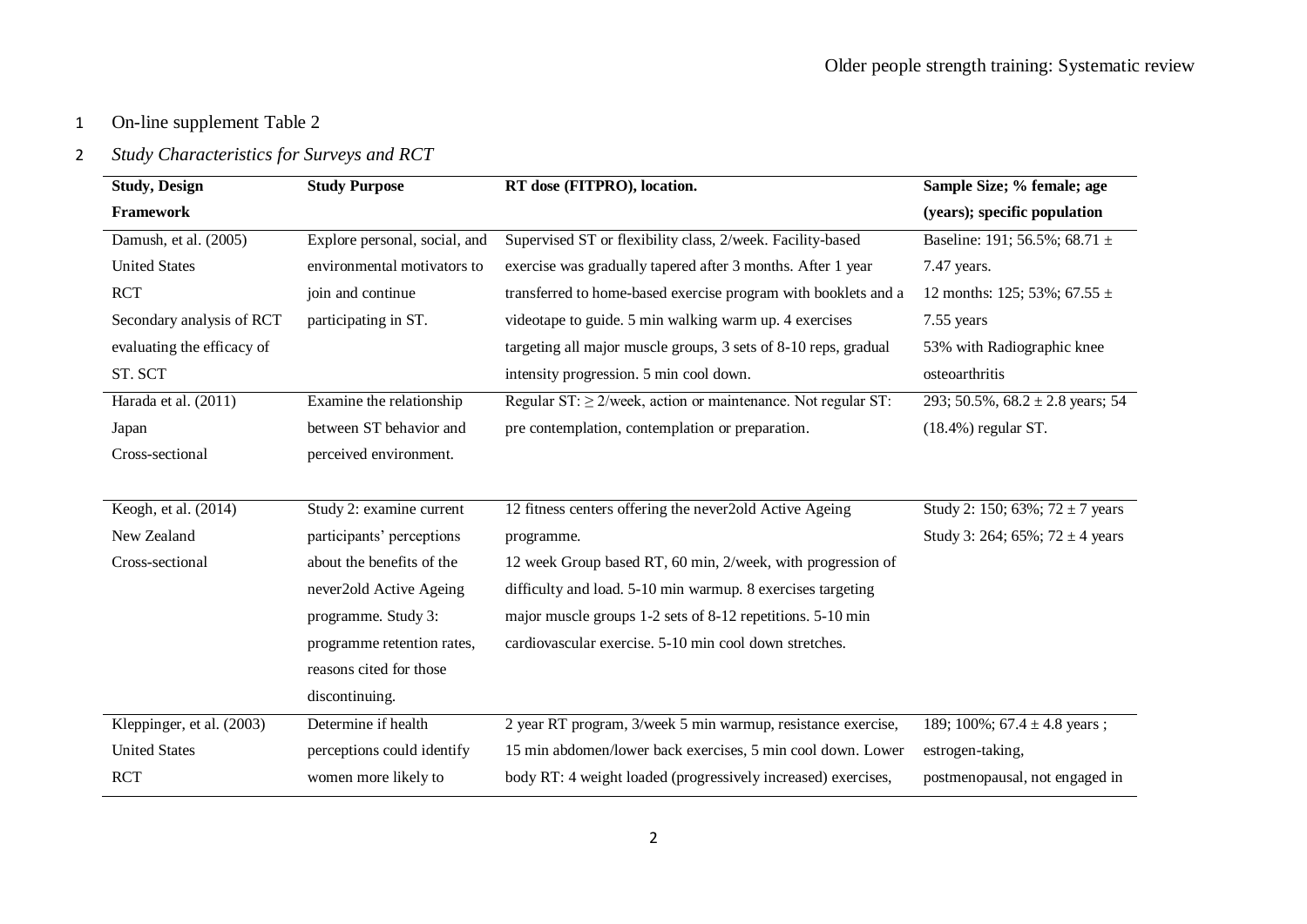On-line supplement Table 2

*Study Characteristics for Surveys and RCT*

| Study, Design Framework | Study Purpose | RT dose (FITPRO), location. | Sample Size; % female; age (years); specific population |
|---|---|---|---|
| Damush, et al. (2005) United States RCT Secondary analysis of RCT evaluating the efficacy of ST. SCT | Explore personal, social, and environmental motivators to join and continue participating in ST. | Supervised ST or flexibility class, 2/week. Facility-based exercise was gradually tapered after 3 months. After 1 year transferred to home-based exercise program with booklets and a videotape to guide. 5 min walking warm up. 4 exercises targeting all major muscle groups, 3 sets of 8-10 reps, gradual intensity progression. 5 min cool down. | Baseline: 191; 56.5%; 68.71 ± 7.47 years. 12 months: 125; 53%; 67.55 ± 7.55 years 53% with Radiographic knee osteoarthritis |
| Harada et al. (2011) Japan Cross-sectional | Examine the relationship between ST behavior and perceived environment. | Regular ST: ≥ 2/week, action or maintenance. Not regular ST: pre contemplation, contemplation or preparation. | 293; 50.5%, 68.2 ± 2.8 years; 54 (18.4%) regular ST. |
| Keogh, et al. (2014) New Zealand Cross-sectional | Study 2: examine current participants' perceptions about the benefits of the never2old Active Ageing programme. Study 3: programme retention rates, reasons cited for those discontinuing. | 12 fitness centers offering the never2old Active Ageing programme. 12 week Group based RT, 60 min, 2/week, with progression of difficulty and load. 5-10 min warmup. 8 exercises targeting major muscle groups 1-2 sets of 8-12 repetitions. 5-10 min cardiovascular exercise. 5-10 min cool down stretches. | Study 2: 150; 63%; 72 ± 7 years Study 3: 264; 65%; 72 ± 4 years |
| Kleppinger, et al. (2003) United States RCT | Determine if health perceptions could identify women more likely to | 2 year RT program, 3/week 5 min warmup, resistance exercise, 15 min abdomen/lower back exercises, 5 min cool down. Lower body RT: 4 weight loaded (progressively increased) exercises, | 189; 100%; 67.4 ± 4.8 years ; estrogen-taking, postmenopausal, not engaged in |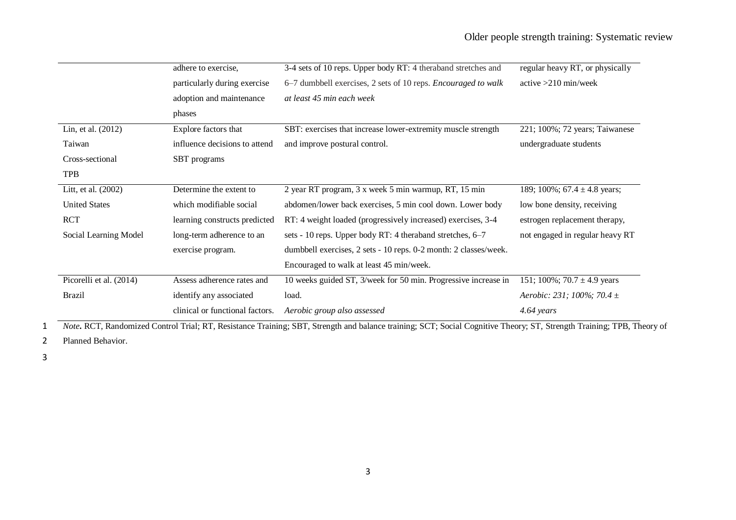| | | | |
|---|---|---|---|
| | adhere to exercise, particularly during exercise adoption and maintenance phases | 3-4 sets of 10 reps. Upper body RT: 4 theraband stretches and 6–7 dumbbell exercises, 2 sets of 10 reps. *Encouraged to walk at least 45 min each week* | regular heavy RT, or physically active >210 min/week |
| Lin, et al. (2012) Taiwan Cross-sectional TPB | Explore factors that influence decisions to attend SBT programs | SBT: exercises that increase lower-extremity muscle strength and improve postural control. | 221; 100%; 72 years; Taiwanese undergraduate students |
| Litt, et al. (2002) United States RCT Social Learning Model | Determine the extent to which modifiable social learning constructs predicted long-term adherence to an exercise program. | 2 year RT program, 3 x week 5 min warmup, RT, 15 min abdomen/lower back exercises, 5 min cool down. Lower body RT: 4 weight loaded (progressively increased) exercises, 3-4 sets - 10 reps. Upper body RT: 4 theraband stretches, 6–7 dumbbell exercises, 2 sets - 10 reps. 0-2 month: 2 classes/week. Encouraged to walk at least 45 min/week. | 189; 100%; 67.4 ± 4.8 years; low bone density, receiving estrogen replacement therapy, not engaged in regular heavy RT |
| Picorelli et al. (2014) Brazil | Assess adherence rates and identify any associated clinical or functional factors. | 10 weeks guided ST, 3/week for 50 min. Progressive increase in load. *Aerobic group also assessed* | 151; 100%; 70.7 ± 4.9 years *Aerobic: 231; 100%; 70.4 ± 4.64 years* |

*Note***.** RCT, Randomized Control Trial; RT, Resistance Training; SBT, Strength and balance training; SCT; Social Cognitive Theory; ST, Strength Training; TPB, Theory of Planned Behavior.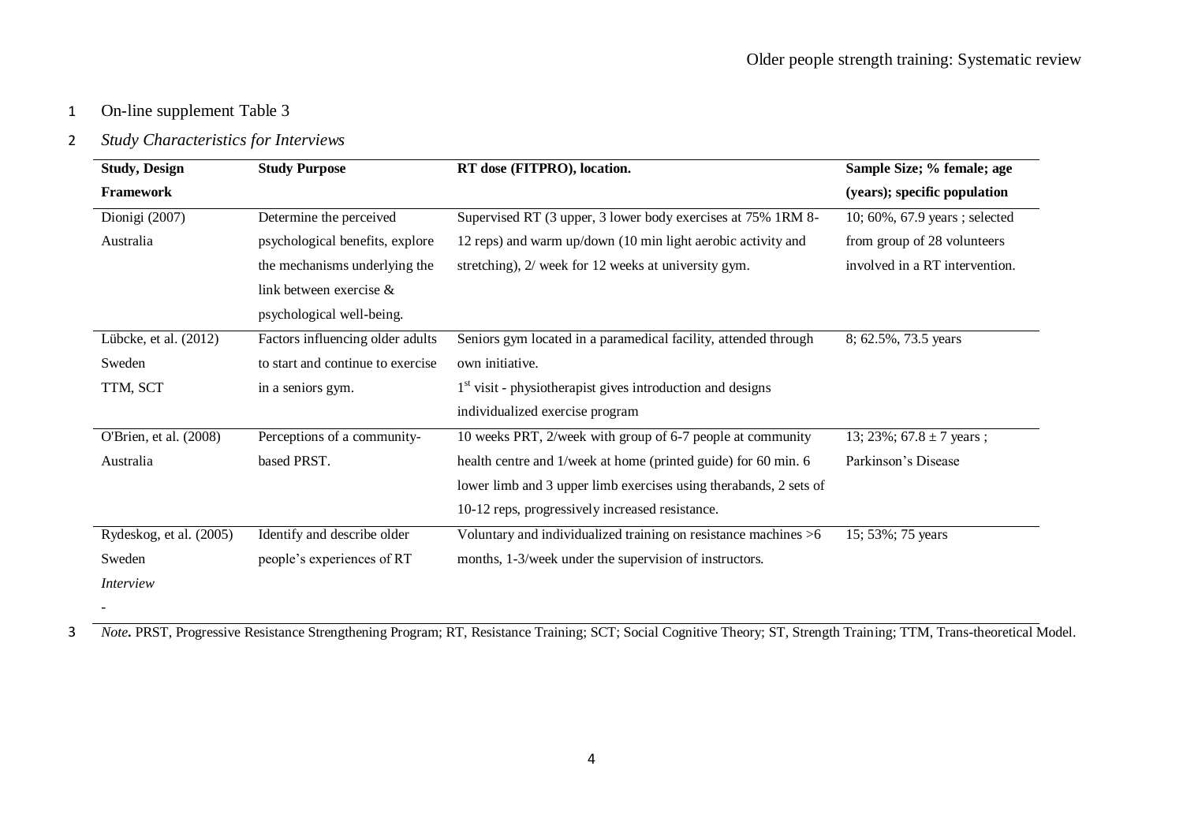On-line supplement Table 3

*Study Characteristics for Interviews*

| Study, Design Framework | Study Purpose | RT dose (FITPRO), location. | Sample Size; % female; age (years); specific population |
| --- | --- | --- | --- |
| Dionigi (2007) Australia | Determine the perceived psychological benefits, explore the mechanisms underlying the link between exercise & psychological well-being. | Supervised RT (3 upper, 3 lower body exercises at 75% 1RM 8-12 reps) and warm up/down (10 min light aerobic activity and stretching), 2/ week for 12 weeks at university gym. | 10; 60%, 67.9 years ; selected from group of 28 volunteers involved in a RT intervention. |
| Lübcke, et al. (2012) Sweden TTM, SCT | Factors influencing older adults to start and continue to exercise in a seniors gym. | Seniors gym located in a paramedical facility, attended through own initiative. 1st visit - physiotherapist gives introduction and designs individualized exercise program | 8; 62.5%, 73.5 years |
| O'Brien, et al. (2008) Australia | Perceptions of a community-based PRST. | 10 weeks PRT, 2/week with group of 6-7 people at community health centre and 1/week at home (printed guide) for 60 min. 6 lower limb and 3 upper limb exercises using therabands, 2 sets of 10-12 reps, progressively increased resistance. | 13; 23%; 67.8 ± 7 years ; Parkinson's Disease |
| Rydeskog, et al. (2005) Sweden *Interview* - | Identify and describe older people's experiences of RT | Voluntary and individualized training on resistance machines >6 months, 1-3/week under the supervision of instructors. | 15; 53%; 75 years |

*Note***.** PRST, Progressive Resistance Strengthening Program; RT, Resistance Training; SCT; Social Cognitive Theory; ST, Strength Training; TTM, Trans-theoretical Model.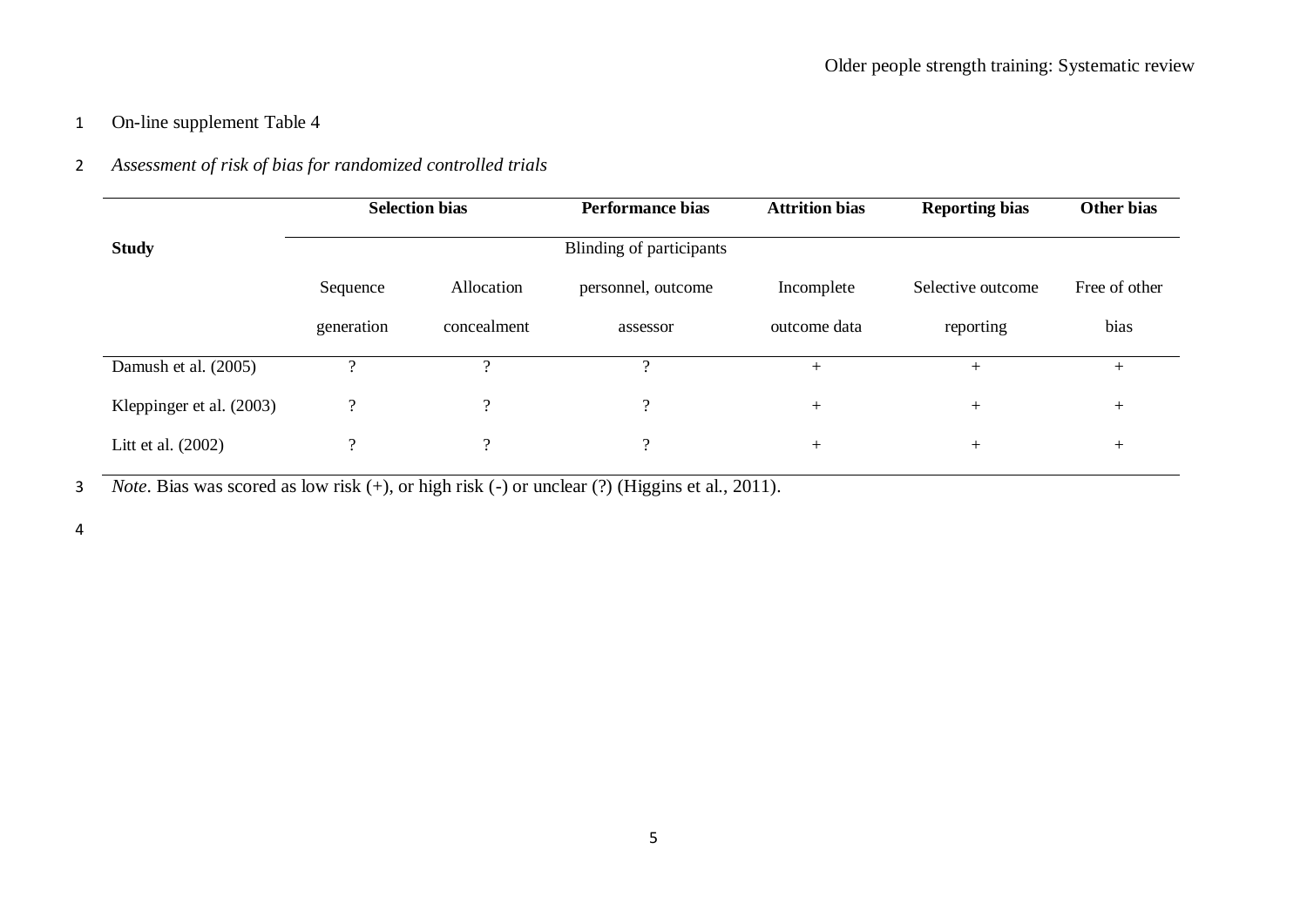On-line supplement Table 4

*Assessment of risk of bias for randomized controlled trials*

| | **Selection bias** | | **Performance bias** | **Attrition bias** | **Reporting bias** | **Other bias** |
|---|---|---|---|---|---|---|
| **Study** | Sequence generation | Allocation concealment | Blinding of participants personnel, outcome assessor | Incomplete outcome data | Selective outcome reporting | Free of other bias |
| Damush et al. (2005) | ? | ? | ? | + | + | + |
| Kleppinger et al. (2003) | ? | ? | ? | + | + | + |
| Litt et al. (2002) | ? | ? | ? | + | + | + |

*Note*. Bias was scored as low risk (+), or high risk (-) or unclear (?) (Higgins et al., 2011).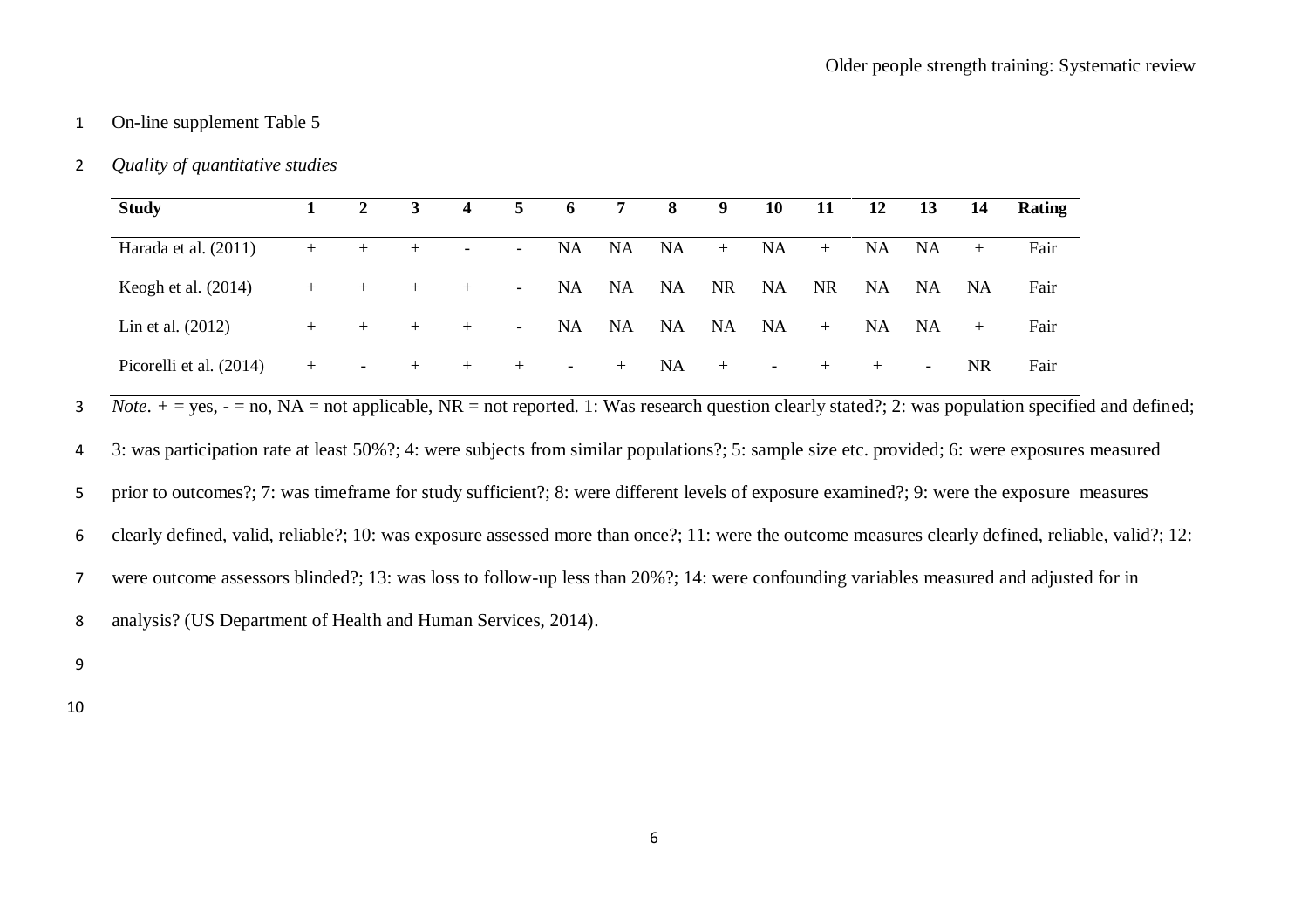On-line supplement Table 5

*Quality of quantitative studies*

| Study | 1 | 2 | 3 | 4 | 5 | 6 | 7 | 8 | 9 | 10 | 11 | 12 | 13 | 14 | Rating |
|---|---|---|---|---|---|---|---|---|---|---|---|---|---|---|---|
| Harada et al. (2011) | + | + | + | - | - | NA | NA | NA | + | NA | + | NA | NA | + | Fair |
| Keogh et al. (2014) | + | + | + | + | - | NA | NA | NA | NR | NA | NR | NA | NA | NA | Fair |
| Lin et al. (2012) | + | + | + | + | - | NA | NA | NA | NA | NA | + | NA | NA | + | Fair |
| Picorelli et al. (2014) | + | - | + | + | + | - | + | NA | + | - | + | + | - | NR | Fair |

*Note.* + = yes, - = no, NA = not applicable, NR = not reported. 1: Was research question clearly stated?; 2: was population specified and defined; 3: was participation rate at least 50%?; 4: were subjects from similar populations?; 5: sample size etc. provided; 6: were exposures measured prior to outcomes?; 7: was timeframe for study sufficient?; 8: were different levels of exposure examined?; 9: were the exposure measures clearly defined, valid, reliable?; 10: was exposure assessed more than once?; 11: were the outcome measures clearly defined, reliable, valid?; 12: were outcome assessors blinded?; 13: was loss to follow-up less than 20%?; 14: were confounding variables measured and adjusted for in analysis? (US Department of Health and Human Services, 2014).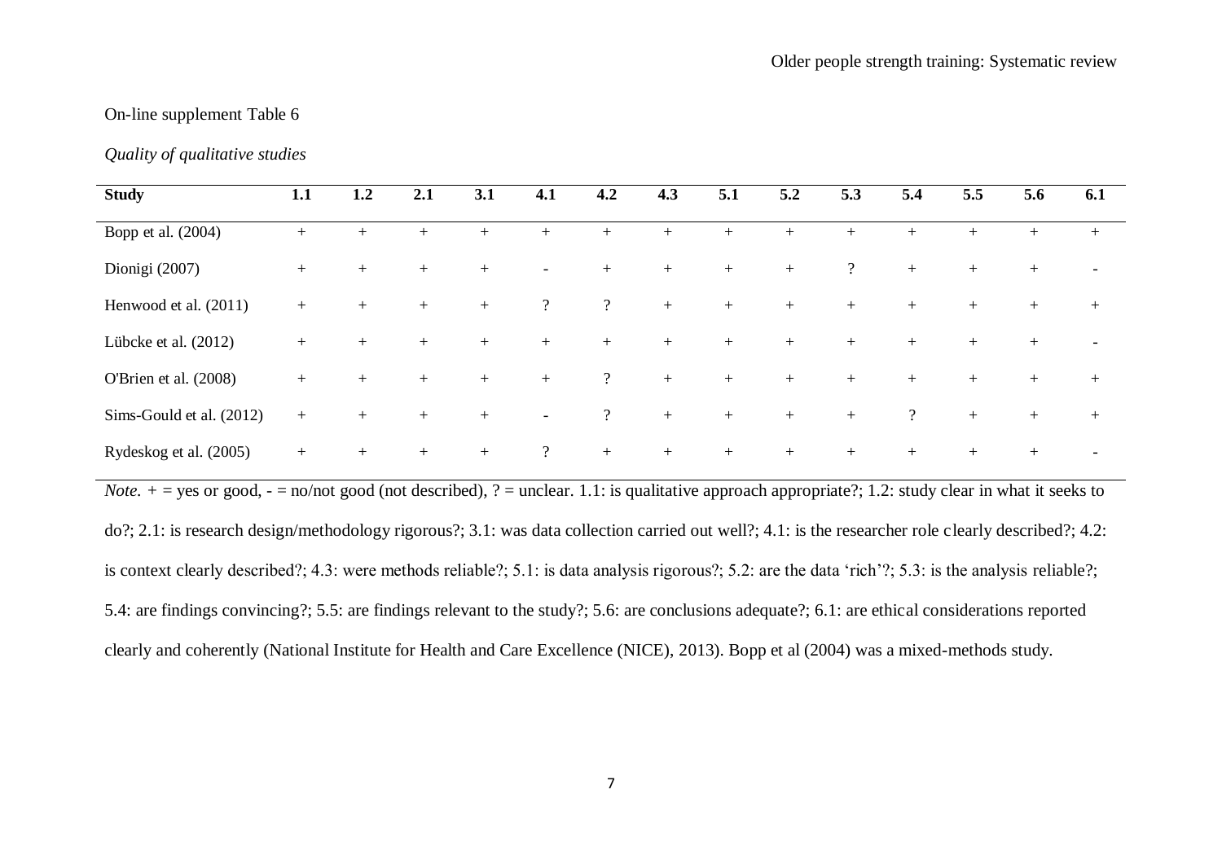On-line supplement Table 6

*Quality of qualitative studies*

| **Study** | **1.1** | **1.2** | **2.1** | **3.1** | **4.1** | **4.2** | **4.3** | **5.1** | **5.2** | **5.3** | **5.4** | **5.5** | **5.6** | **6.1** |
|---|---|---|---|---|---|---|---|---|---|---|---|---|---|---|
| Bopp et al. (2004) | + | + | + | + | + | + | + | + | + | + | + | + | + | + |
| Dionigi (2007) | + | + | + | + | - | + | + | + | + | ? | + | + | + | - |
| Henwood et al. (2011) | + | + | + | + | ? | ? | + | + | + | + | + | + | + | + |
| Lübcke et al. (2012) | + | + | + | + | + | + | + | + | + | + | + | + | + | - |
| O'Brien et al. (2008) | + | + | + | + | + | ? | + | + | + | + | + | + | + | + |
| Sims-Gould et al. (2012) | + | + | + | + | - | ? | + | + | + | + | ? | + | + | + |
| Rydeskog et al. (2005) | + | + | + | + | ? | + | + | + | + | + | + | + | + | - |

*Note.* + = yes or good, - = no/not good (not described), ? = unclear. 1.1: is qualitative approach appropriate?; 1.2: study clear in what it seeks to do?; 2.1: is research design/methodology rigorous?; 3.1: was data collection carried out well?; 4.1: is the researcher role clearly described?; 4.2: is context clearly described?; 4.3: were methods reliable?; 5.1: is data analysis rigorous?; 5.2: are the data 'rich'?; 5.3: is the analysis reliable?; 5.4: are findings convincing?; 5.5: are findings relevant to the study?; 5.6: are conclusions adequate?; 6.1: are ethical considerations reported clearly and coherently (National Institute for Health and Care Excellence (NICE), 2013). Bopp et al (2004) was a mixed-methods study.